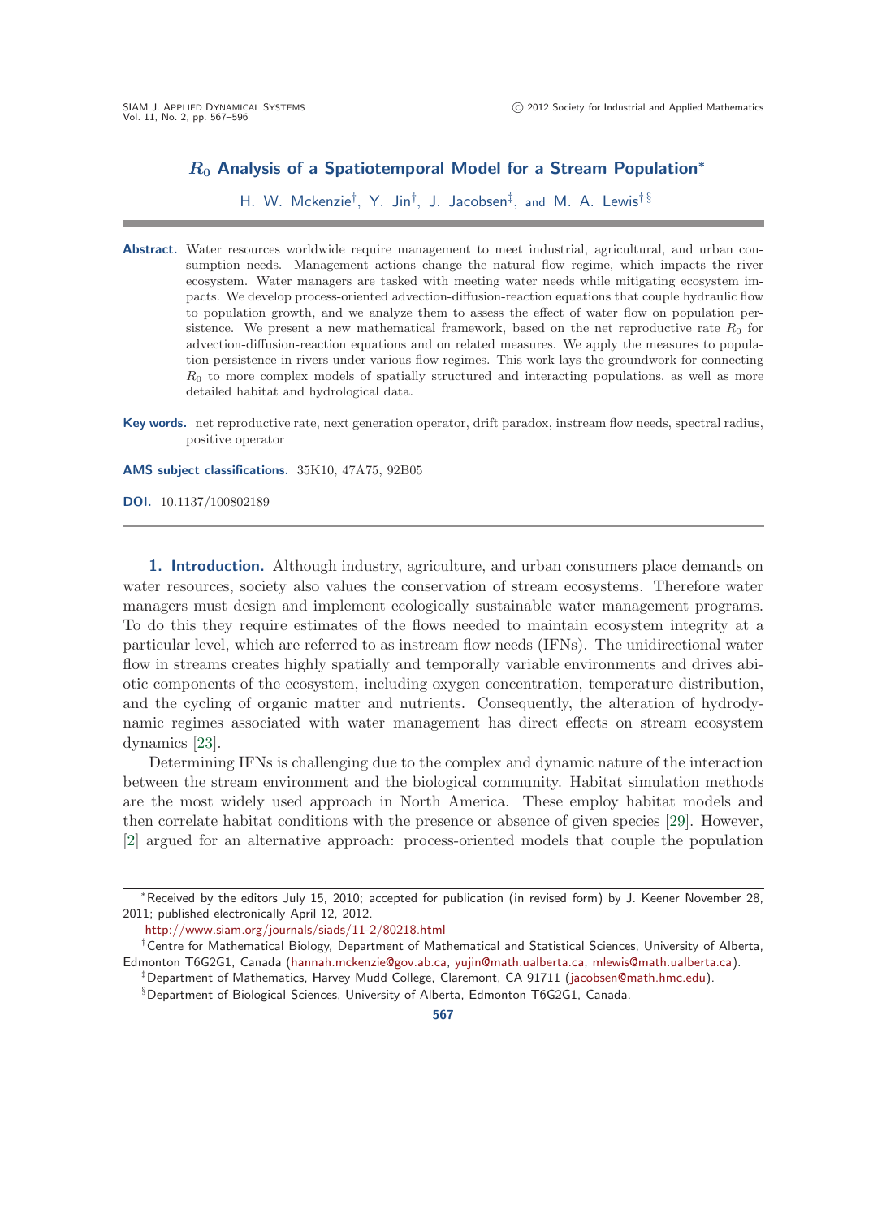# $R_0$ Analysis of a Spatiotemporal Model for a Stream Population*

H. W. Mckenzie[†], Y. Jin[†], J. Jacobsen[‡], and M. A. Lewis[† §]

**Abstract.** Water resources worldwide require management to meet industrial, agricultural, and urban consumption needs. Management actions change the natural flow regime, which impacts the river ecosystem. Water managers are tasked with meeting water needs while mitigating ecosystem impacts. We develop process-oriented advection-diffusion-reaction equations that couple hydraulic flow to population growth, and we analyze them to assess the effect of water flow on population persistence. We present a new mathematical framework, based on the net reproductive rate $R_0$ for advection-diffusion-reaction equations and on related measures. We apply the measures to population persistence in rivers under various flow regimes. This work lays the groundwork for connecting $R_0$ to more complex models of spatially structured and interacting populations, as well as more detailed habitat and hydrological data.

**Key words.** net reproductive rate, next generation operator, drift paradox, instream flow needs, spectral radius, positive operator

**AMS subject classifications.** 35K10, 47A75, 92B05

**DOI.** 10.1137/100802189

## 1. Introduction.

Although industry, agriculture, and urban consumers place demands on water resources, society also values the conservation of stream ecosystems. Therefore water managers must design and implement ecologically sustainable water management programs. To do this they require estimates of the flows needed to maintain ecosystem integrity at a particular level, which are referred to as instream flow needs (IFNs). The unidirectional water flow in streams creates highly spatially and temporally variable environments and drives abiotic components of the ecosystem, including oxygen concentration, temperature distribution, and the cycling of organic matter and nutrients. Consequently, the alteration of hydrodynamic regimes associated with water management has direct effects on stream ecosystem dynamics [23].

Determining IFNs is challenging due to the complex and dynamic nature of the interaction between the stream environment and the biological community. Habitat simulation methods are the most widely used approach in North America. These employ habitat models and then correlate habitat conditions with the presence or absence of given species [29]. However, [2] argued for an alternative approach: process-oriented models that couple the population

---

*Received by the editors July 15, 2010; accepted for publication (in revised form) by J. Keener November 28, 2011; published electronically April 12, 2012.
http://www.siam.org/journals/siads/11-2/80218.html

[†]Centre for Mathematical Biology, Department of Mathematical and Statistical Sciences, University of Alberta, Edmonton T6G2G1, Canada (hannah.mckenzie@gov.ab.ca, yujin@math.ualberta.ca, mlewis@math.ualberta.ca).

[‡]Department of Mathematics, Harvey Mudd College, Claremont, CA 91711 (jacobsen@math.hmc.edu).

[§]Department of Biological Sciences, University of Alberta, Edmonton T6G2G1, Canada.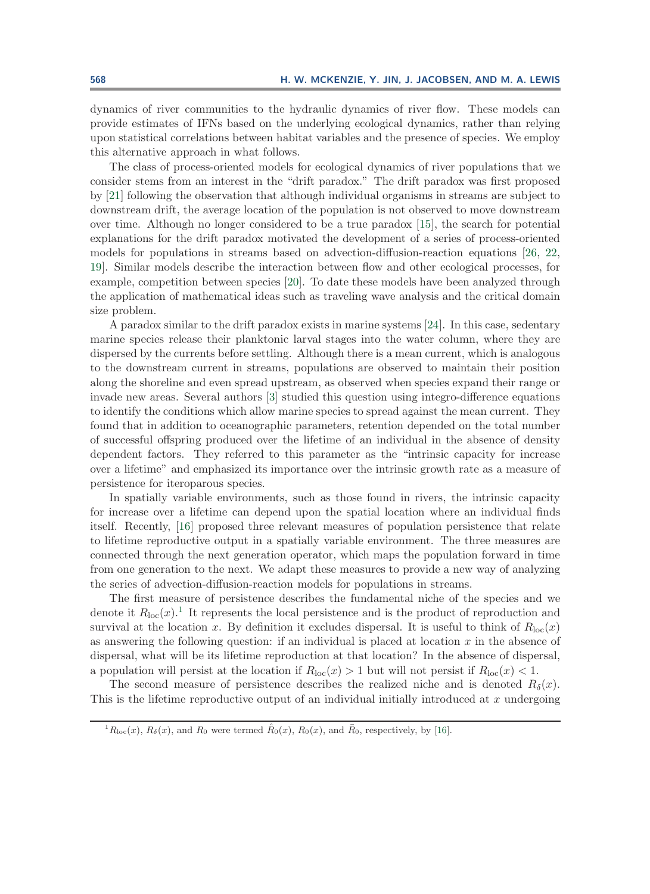dynamics of river communities to the hydraulic dynamics of river flow. These models can provide estimates of IFNs based on the underlying ecological dynamics, rather than relying upon statistical correlations between habitat variables and the presence of species. We employ this alternative approach in what follows.

The class of process-oriented models for ecological dynamics of river populations that we consider stems from an interest in the "drift paradox." The drift paradox was first proposed by [21] following the observation that although individual organisms in streams are subject to downstream drift, the average location of the population is not observed to move downstream over time. Although no longer considered to be a true paradox [15], the search for potential explanations for the drift paradox motivated the development of a series of process-oriented models for populations in streams based on advection-diffusion-reaction equations [26, 22, 19]. Similar models describe the interaction between flow and other ecological processes, for example, competition between species [20]. To date these models have been analyzed through the application of mathematical ideas such as traveling wave analysis and the critical domain size problem.

A paradox similar to the drift paradox exists in marine systems [24]. In this case, sedentary marine species release their planktonic larval stages into the water column, where they are dispersed by the currents before settling. Although there is a mean current, which is analogous to the downstream current in streams, populations are observed to maintain their position along the shoreline and even spread upstream, as observed when species expand their range or invade new areas. Several authors [3] studied this question using integro-difference equations to identify the conditions which allow marine species to spread against the mean current. They found that in addition to oceanographic parameters, retention depended on the total number of successful offspring produced over the lifetime of an individual in the absence of density dependent factors. They referred to this parameter as the "intrinsic capacity for increase over a lifetime" and emphasized its importance over the intrinsic growth rate as a measure of persistence for iteroparous species.

In spatially variable environments, such as those found in rivers, the intrinsic capacity for increase over a lifetime can depend upon the spatial location where an individual finds itself. Recently, [16] proposed three relevant measures of population persistence that relate to lifetime reproductive output in a spatially variable environment. The three measures are connected through the next generation operator, which maps the population forward in time from one generation to the next. We adapt these measures to provide a new way of analyzing the series of advection-diffusion-reaction models for populations in streams.

The first measure of persistence describes the fundamental niche of the species and we denote it $R_{\mathrm{loc}}(x)$.[1] It represents the local persistence and is the product of reproduction and survival at the location $x$. By definition it excludes dispersal. It is useful to think of $R_{\mathrm{loc}}(x)$ as answering the following question: if an individual is placed at location $x$ in the absence of dispersal, what will be its lifetime reproduction at that location? In the absence of dispersal, a population will persist at the location if $R_{\mathrm{loc}}(x) > 1$ but will not persist if $R_{\mathrm{loc}}(x) < 1$.

The second measure of persistence describes the realized niche and is denoted $R_{\delta}(x)$. This is the lifetime reproductive output of an individual initially introduced at $x$ undergoing

[1] $R_{\mathrm{loc}}(x)$, $R_{\delta}(x)$, and $R_0$ were termed $\hat{R}_0(x)$, $R_0(x)$, and $\bar{R}_0$, respectively, by [16].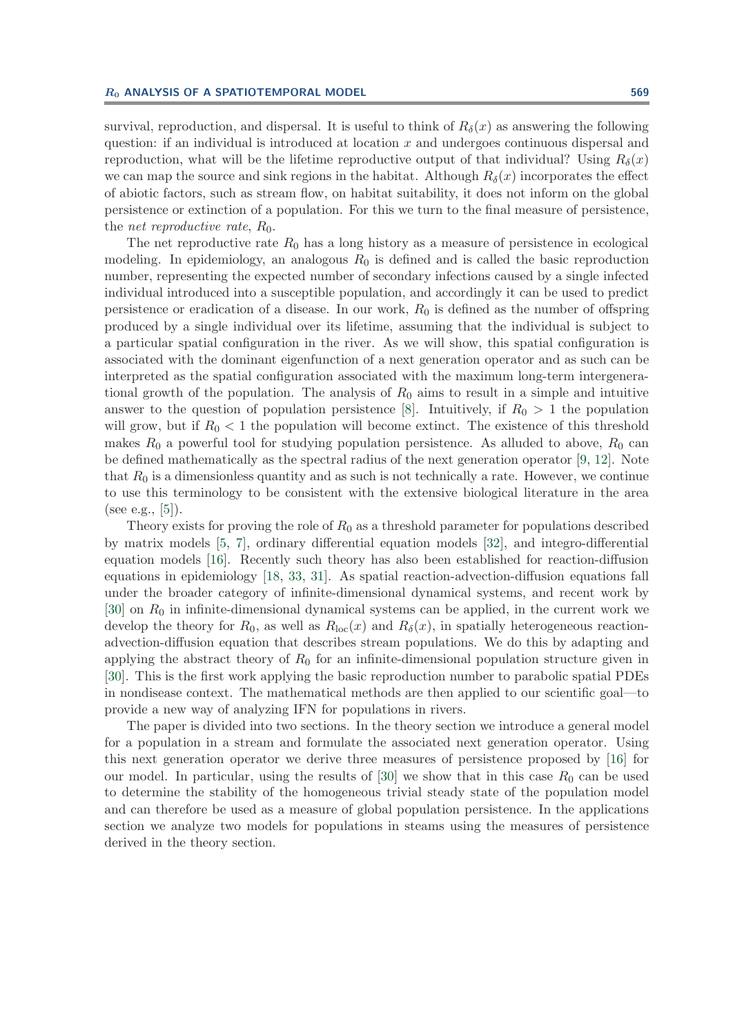survival, reproduction, and dispersal. It is useful to think of $R_\delta(x)$ as answering the following question: if an individual is introduced at location $x$ and undergoes continuous dispersal and reproduction, what will be the lifetime reproductive output of that individual? Using $R_\delta(x)$ we can map the source and sink regions in the habitat. Although $R_\delta(x)$ incorporates the effect of abiotic factors, such as stream flow, on habitat suitability, it does not inform on the global persistence or extinction of a population. For this we turn to the final measure of persistence, the *net reproductive rate*, $R_0$.

The net reproductive rate $R_0$ has a long history as a measure of persistence in ecological modeling. In epidemiology, an analogous $R_0$ is defined and is called the basic reproduction number, representing the expected number of secondary infections caused by a single infected individual introduced into a susceptible population, and accordingly it can be used to predict persistence or eradication of a disease. In our work, $R_0$ is defined as the number of offspring produced by a single individual over its lifetime, assuming that the individual is subject to a particular spatial configuration in the river. As we will show, this spatial configuration is associated with the dominant eigenfunction of a next generation operator and as such can be interpreted as the spatial configuration associated with the maximum long-term intergenerational growth of the population. The analysis of $R_0$ aims to result in a simple and intuitive answer to the question of population persistence [8]. Intuitively, if $R_0 > 1$ the population will grow, but if $R_0 < 1$ the population will become extinct. The existence of this threshold makes $R_0$ a powerful tool for studying population persistence. As alluded to above, $R_0$ can be defined mathematically as the spectral radius of the next generation operator [9, 12]. Note that $R_0$ is a dimensionless quantity and as such is not technically a rate. However, we continue to use this terminology to be consistent with the extensive biological literature in the area (see e.g., [5]).

Theory exists for proving the role of $R_0$ as a threshold parameter for populations described by matrix models [5, 7], ordinary differential equation models [32], and integro-differential equation models [16]. Recently such theory has also been established for reaction-diffusion equations in epidemiology [18, 33, 31]. As spatial reaction-advection-diffusion equations fall under the broader category of infinite-dimensional dynamical systems, and recent work by [30] on $R_0$ in infinite-dimensional dynamical systems can be applied, in the current work we develop the theory for $R_0$, as well as $R_{\text{loc}}(x)$ and $R_\delta(x)$, in spatially heterogeneous reaction-advection-diffusion equation that describes stream populations. We do this by adapting and applying the abstract theory of $R_0$ for an infinite-dimensional population structure given in [30]. This is the first work applying the basic reproduction number to parabolic spatial PDEs in nondisease context. The mathematical methods are then applied to our scientific goal—to provide a new way of analyzing IFN for populations in rivers.

The paper is divided into two sections. In the theory section we introduce a general model for a population in a stream and formulate the associated next generation operator. Using this next generation operator we derive three measures of persistence proposed by [16] for our model. In particular, using the results of [30] we show that in this case $R_0$ can be used to determine the stability of the homogeneous trivial steady state of the population model and can therefore be used as a measure of global population persistence. In the applications section we analyze two models for populations in steams using the measures of persistence derived in the theory section.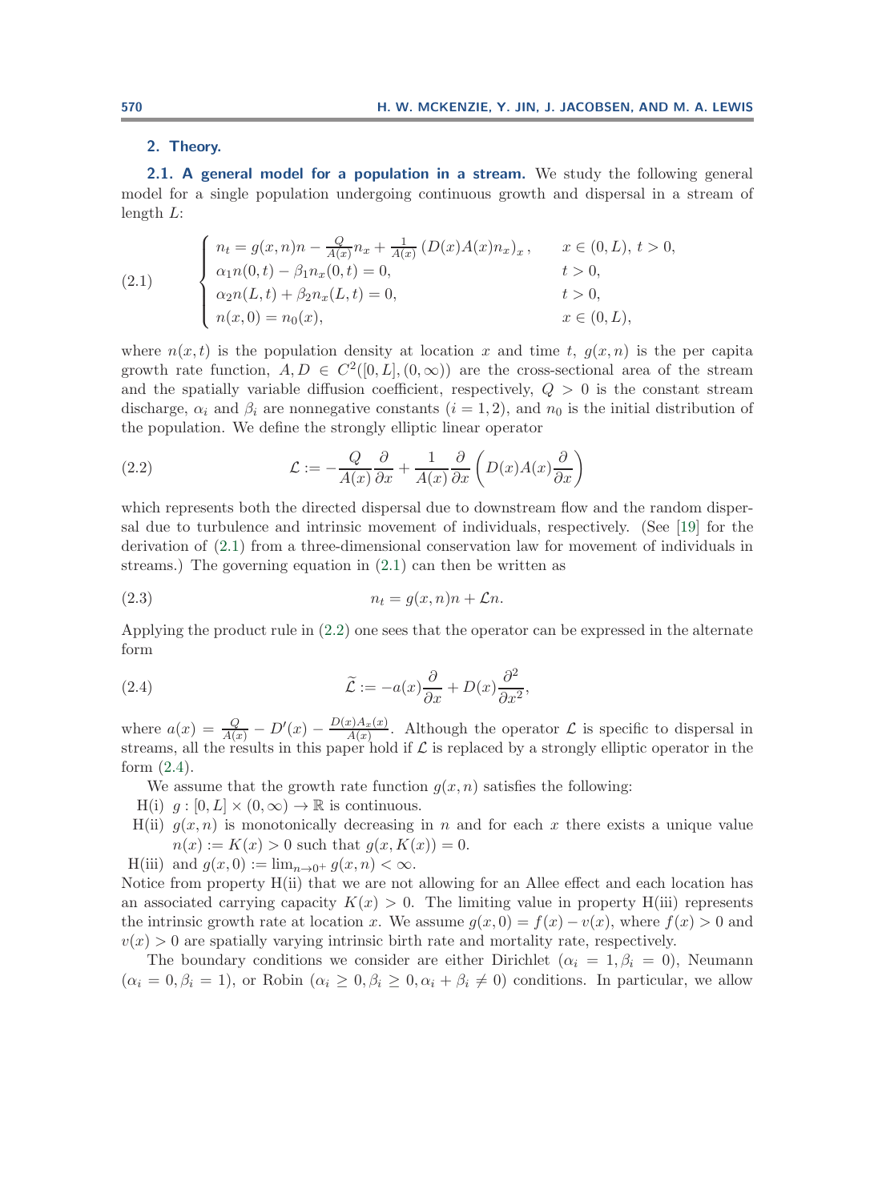## 2. Theory.

**2.1. A general model for a population in a stream.** We study the following general model for a single population undergoing continuous growth and dispersal in a stream of length $L$:

$$
\text{(2.1)} \qquad \begin{cases} n_t = g(x,n)n - \frac{Q}{A(x)} n_x + \frac{1}{A(x)} \left( D(x)A(x)n_x \right)_x, & x \in (0,L),\ t > 0, \\ \alpha_1 n(0,t) - \beta_1 n_x(0,t) = 0, & t > 0, \\ \alpha_2 n(L,t) + \beta_2 n_x(L,t) = 0, & t > 0, \\ n(x,0) = n_0(x), & x \in (0,L), \end{cases}
$$

where $n(x,t)$ is the population density at location $x$ and time $t$, $g(x,n)$ is the per capita growth rate function, $A, D \in C^2([0,L],(0,\infty))$ are the cross-sectional area of the stream and the spatially variable diffusion coefficient, respectively, $Q > 0$ is the constant stream discharge, $\alpha_i$ and $\beta_i$ are nonnegative constants ($i = 1,2$), and $n_0$ is the initial distribution of the population. We define the strongly elliptic linear operator

$$
\text{(2.2)} \qquad \mathcal{L} := -\frac{Q}{A(x)}\frac{\partial}{\partial x} + \frac{1}{A(x)}\frac{\partial}{\partial x}\left( D(x)A(x)\frac{\partial}{\partial x} \right)
$$

which represents both the directed dispersal due to downstream flow and the random dispersal due to turbulence and intrinsic movement of individuals, respectively. (See [19] for the derivation of (2.1) from a three-dimensional conservation law for movement of individuals in streams.) The governing equation in (2.1) can then be written as

$$
\text{(2.3)} \qquad n_t = g(x,n)n + \mathcal{L}n.
$$

Applying the product rule in (2.2) one sees that the operator can be expressed in the alternate form

$$
\text{(2.4)} \qquad \widetilde{\mathcal{L}} := -a(x)\frac{\partial}{\partial x} + D(x)\frac{\partial^2}{\partial x^2},
$$

where $a(x) = \frac{Q}{A(x)} - D'(x) - \frac{D(x)A_x(x)}{A(x)}$. Although the operator $\mathcal{L}$ is specific to dispersal in streams, all the results in this paper hold if $\mathcal{L}$ is replaced by a strongly elliptic operator in the form (2.4).

We assume that the growth rate function $g(x,n)$ satisfies the following:

- H(i) $g : [0,L] \times (0,\infty) \to \mathbb{R}$ is continuous.
- H(ii) $g(x,n)$ is monotonically decreasing in $n$ and for each $x$ there exists a unique value $n(x) := K(x) > 0$ such that $g(x,K(x)) = 0$.
- H(iii) and $g(x,0) := \lim_{n\to 0^+} g(x,n) < \infty$.

Notice from property H(ii) that we are not allowing for an Allee effect and each location has an associated carrying capacity $K(x) > 0$. The limiting value in property H(iii) represents the intrinsic growth rate at location $x$. We assume $g(x,0) = f(x) - v(x)$, where $f(x) > 0$ and $v(x) > 0$ are spatially varying intrinsic birth rate and mortality rate, respectively.

The boundary conditions we consider are either Dirichlet ($\alpha_i = 1, \beta_i = 0$), Neumann ($\alpha_i = 0, \beta_i = 1$), or Robin ($\alpha_i \geq 0, \beta_i \geq 0, \alpha_i + \beta_i \neq 0$) conditions. In particular, we allow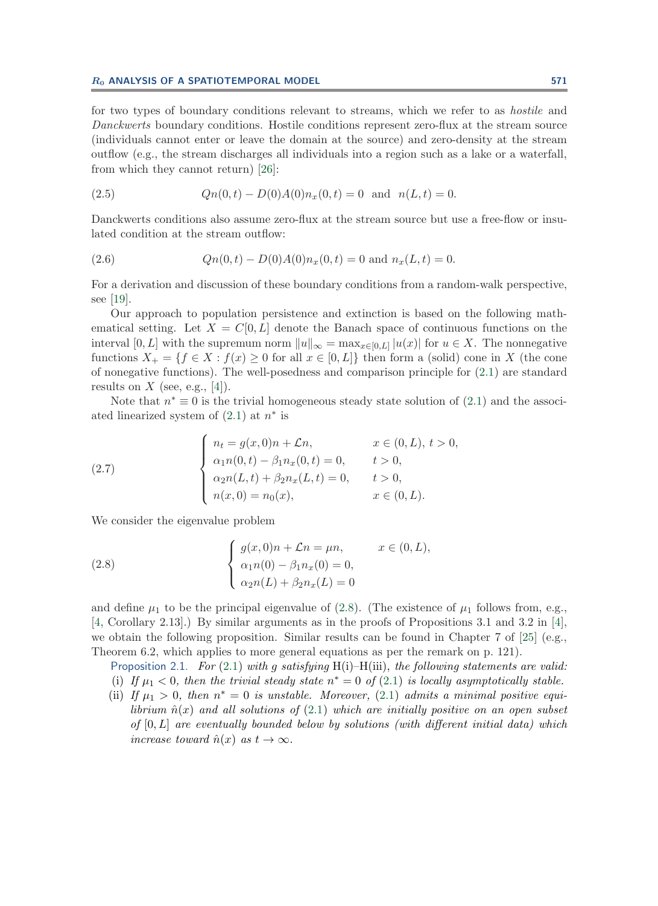for two types of boundary conditions relevant to streams, which we refer to as *hostile* and *Danckwerts* boundary conditions. Hostile conditions represent zero-flux at the stream source (individuals cannot enter or leave the domain at the source) and zero-density at the stream outflow (e.g., the stream discharges all individuals into a region such as a lake or a waterfall, from which they cannot return) [26]:

$$Qn(0,t) - D(0)A(0)n_x(0,t) = 0 \quad \text{and} \quad n(L,t) = 0. \tag{2.5}$$

Danckwerts conditions also assume zero-flux at the stream source but use a free-flow or insulated condition at the stream outflow:

$$Qn(0,t) - D(0)A(0)n_x(0,t) = 0 \text{ and } n_x(L,t) = 0. \tag{2.6}$$

For a derivation and discussion of these boundary conditions from a random-walk perspective, see [19].

Our approach to population persistence and extinction is based on the following mathematical setting. Let $X = C[0,L]$ denote the Banach space of continuous functions on the interval $[0,L]$ with the supremum norm $\|u\|_\infty = \max_{x\in[0,L]} |u(x)|$ for $u \in X$. The nonnegative functions $X_+ = \{f \in X : f(x) \geq 0 \text{ for all } x \in [0,L]\}$ then form a (solid) cone in $X$ (the cone of nonegative functions). The well-posedness and comparison principle for (2.1) are standard results on $X$ (see, e.g., [4]).

Note that $n^* \equiv 0$ is the trivial homogeneous steady state solution of (2.1) and the associated linearized system of (2.1) at $n^*$ is

$$\begin{cases} n_t = g(x,0)n + \mathcal{L}n, & x \in (0,L),\ t > 0, \\ \alpha_1 n(0,t) - \beta_1 n_x(0,t) = 0, & t > 0, \\ \alpha_2 n(L,t) + \beta_2 n_x(L,t) = 0, & t > 0, \\ n(x,0) = n_0(x), & x \in (0,L). \end{cases} \tag{2.7}$$

We consider the eigenvalue problem

$$\begin{cases} g(x,0)n + \mathcal{L}n = \mu n, & x \in (0,L), \\ \alpha_1 n(0) - \beta_1 n_x(0) = 0, \\ \alpha_2 n(L) + \beta_2 n_x(L) = 0 \end{cases} \tag{2.8}$$

and define $\mu_1$ to be the principal eigenvalue of (2.8). (The existence of $\mu_1$ follows from, e.g., [4, Corollary 2.13].) By similar arguments as in the proofs of Propositions 3.1 and 3.2 in [4], we obtain the following proposition. Similar results can be found in Chapter 7 of [25] (e.g., Theorem 6.2, which applies to more general equations as per the remark on p. 121).

Proposition 2.1. *For* (2.1) *with* $g$ *satisfying* H(i)–H(iii), *the following statements are valid:*

(i) *If* $\mu_1 < 0$, *then the trivial steady state* $n^* = 0$ *of* (2.1) *is locally asymptotically stable.*

(ii) *If* $\mu_1 > 0$, *then* $n^* = 0$ *is unstable. Moreover,* (2.1) *admits a minimal positive equilibrium* $\hat{n}(x)$ *and all solutions of* (2.1) *which are initially positive on an open subset of* $[0,L]$ *are eventually bounded below by solutions (with different initial data) which increase toward* $\hat{n}(x)$ *as* $t \to \infty$.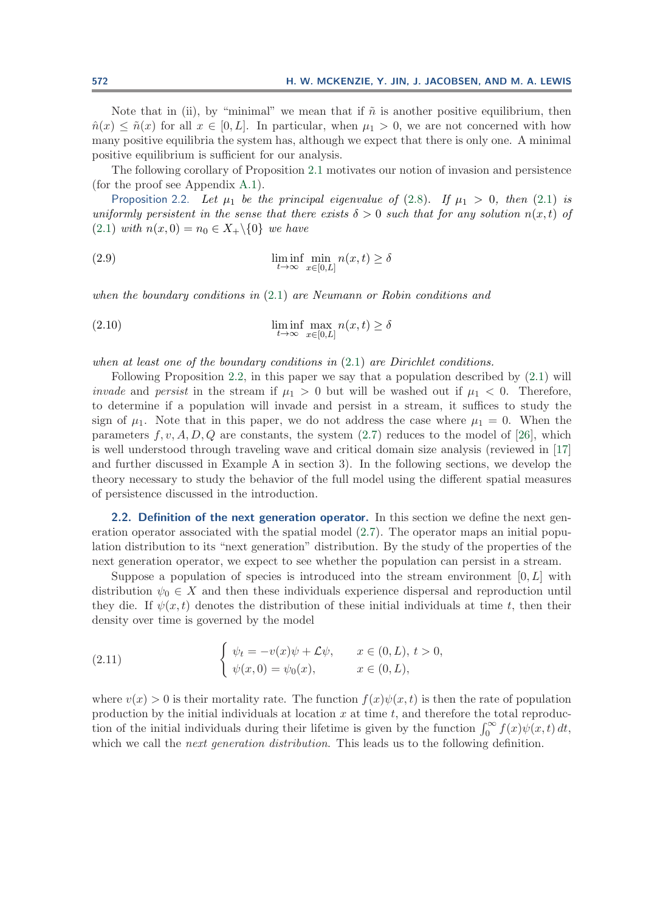Note that in (ii), by "minimal" we mean that if $\tilde{n}$ is another positive equilibrium, then $\hat{n}(x) \leq \tilde{n}(x)$ for all $x \in [0, L]$. In particular, when $\mu_1 > 0$, we are not concerned with how many positive equilibria the system has, although we expect that there is only one. A minimal positive equilibrium is sufficient for our analysis.

The following corollary of Proposition 2.1 motivates our notion of invasion and persistence (for the proof see Appendix A.1).

Proposition 2.2. *Let $\mu_1$ be the principal eigenvalue of (2.8). If $\mu_1 > 0$, then (2.1) is uniformly persistent in the sense that there exists $\delta > 0$ such that for any solution $n(x, t)$ of (2.1) with $n(x, 0) = n_0 \in X_+\backslash\{0\}$ we have*

$$\liminf_{t\to\infty} \min_{x\in[0,L]} n(x, t) \geq \delta \tag{2.9}$$

*when the boundary conditions in (2.1) are Neumann or Robin conditions and*

$$\liminf_{t\to\infty} \max_{x\in[0,L]} n(x, t) \geq \delta \tag{2.10}$$

*when at least one of the boundary conditions in (2.1) are Dirichlet conditions.*

Following Proposition 2.2, in this paper we say that a population described by (2.1) will *invade* and *persist* in the stream if $\mu_1 > 0$ but will be washed out if $\mu_1 < 0$. Therefore, to determine if a population will invade and persist in a stream, it suffices to study the sign of $\mu_1$. Note that in this paper, we do not address the case where $\mu_1 = 0$. When the parameters $f, v, A, D, Q$ are constants, the system (2.7) reduces to the model of [26], which is well understood through traveling wave and critical domain size analysis (reviewed in [17] and further discussed in Example A in section 3). In the following sections, we develop the theory necessary to study the behavior of the full model using the different spatial measures of persistence discussed in the introduction.

## 2.2. Definition of the next generation operator.

In this section we define the next generation operator associated with the spatial model (2.7). The operator maps an initial population distribution to its "next generation" distribution. By the study of the properties of the next generation operator, we expect to see whether the population can persist in a stream.

Suppose a population of species is introduced into the stream environment $[0, L]$ with distribution $\psi_0 \in X$ and then these individuals experience dispersal and reproduction until they die. If $\psi(x, t)$ denotes the distribution of these initial individuals at time $t$, then their density over time is governed by the model

$$\begin{cases} \psi_t = -v(x)\psi + \mathcal{L}\psi, & x \in (0, L),\ t > 0, \\ \psi(x, 0) = \psi_0(x), & x \in (0, L), \end{cases} \tag{2.11}$$

where $v(x) > 0$ is their mortality rate. The function $f(x)\psi(x, t)$ is then the rate of population production by the initial individuals at location $x$ at time $t$, and therefore the total reproduction of the initial individuals during their lifetime is given by the function $\int_0^\infty f(x)\psi(x, t)\, dt$, which we call the *next generation distribution*. This leads us to the following definition.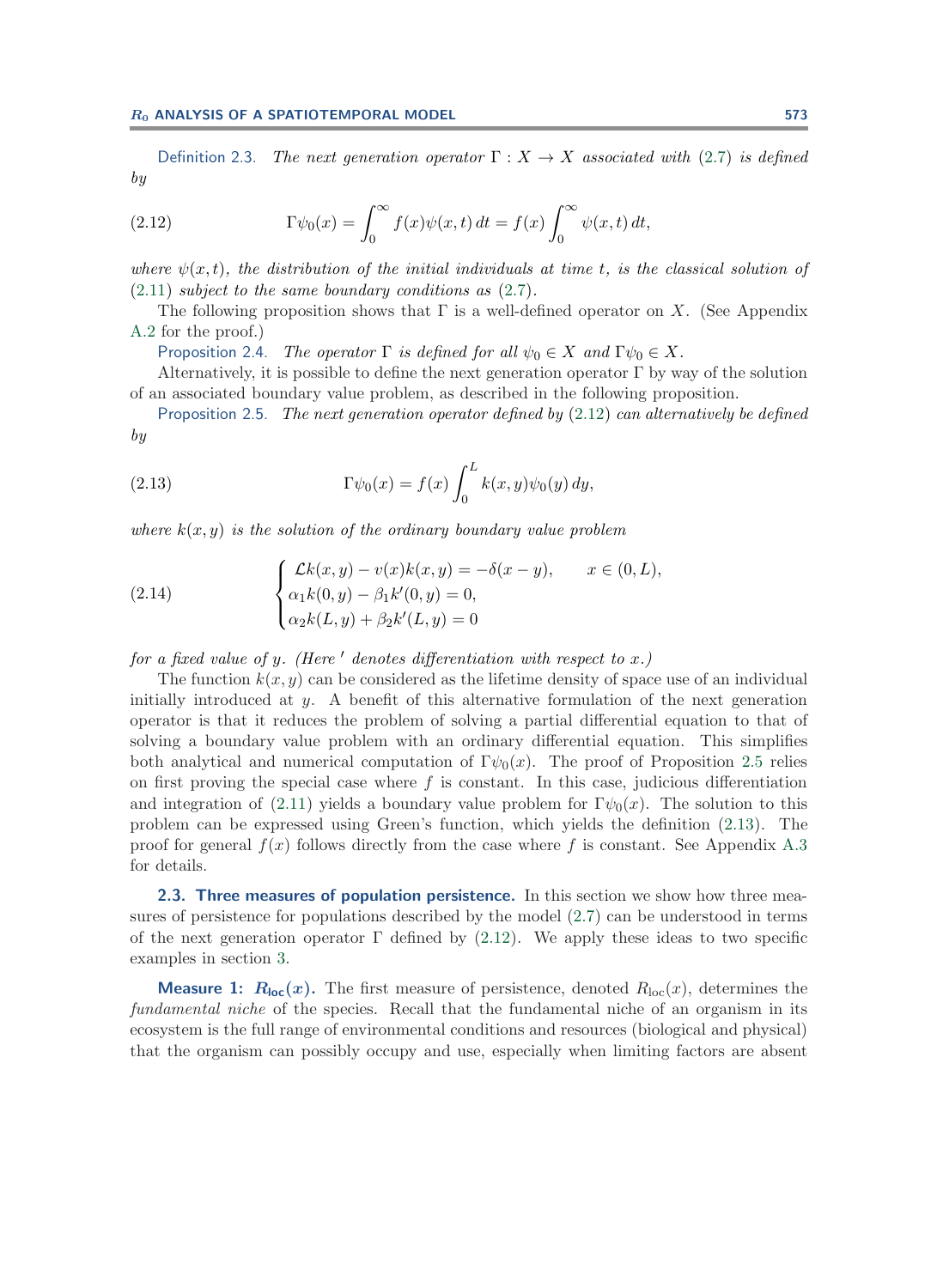Definition 2.3. *The next generation operator $\Gamma : X \to X$ associated with (2.7) is defined by*

$$\Gamma\psi_0(x) = \int_0^\infty f(x)\psi(x,t)\,dt = f(x)\int_0^\infty \psi(x,t)\,dt, \tag{2.12}$$

*where $\psi(x,t)$, the distribution of the initial individuals at time $t$, is the classical solution of (2.11) subject to the same boundary conditions as (2.7).*

The following proposition shows that $\Gamma$ is a well-defined operator on $X$. (See Appendix A.2 for the proof.)

Proposition 2.4. *The operator $\Gamma$ is defined for all $\psi_0 \in X$ and $\Gamma\psi_0 \in X$.*

Alternatively, it is possible to define the next generation operator $\Gamma$ by way of the solution of an associated boundary value problem, as described in the following proposition.

Proposition 2.5. *The next generation operator defined by (2.12) can alternatively be defined by*

$$\Gamma\psi_0(x) = f(x)\int_0^L k(x,y)\psi_0(y)\,dy, \tag{2.13}$$

*where $k(x,y)$ is the solution of the ordinary boundary value problem*

$$\begin{cases} \mathcal{L}k(x,y) - v(x)k(x,y) = -\delta(x-y), & x \in (0,L), \\ \alpha_1 k(0,y) - \beta_1 k'(0,y) = 0, \\ \alpha_2 k(L,y) + \beta_2 k'(L,y) = 0 \end{cases} \tag{2.14}$$

*for a fixed value of $y$. (Here $'$ denotes differentiation with respect to $x$.)*

The function $k(x,y)$ can be considered as the lifetime density of space use of an individual initially introduced at $y$. A benefit of this alternative formulation of the next generation operator is that it reduces the problem of solving a partial differential equation to that of solving a boundary value problem with an ordinary differential equation. This simplifies both analytical and numerical computation of $\Gamma\psi_0(x)$. The proof of Proposition 2.5 relies on first proving the special case where $f$ is constant. In this case, judicious differentiation and integration of (2.11) yields a boundary value problem for $\Gamma\psi_0(x)$. The solution to this problem can be expressed using Green's function, which yields the definition (2.13). The proof for general $f(x)$ follows directly from the case where $f$ is constant. See Appendix A.3 for details.

## 2.3. Three measures of population persistence.

In this section we show how three measures of persistence for populations described by the model (2.7) can be understood in terms of the next generation operator $\Gamma$ defined by (2.12). We apply these ideas to two specific examples in section 3.

**Measure 1: $R_{\text{loc}}(x)$.** The first measure of persistence, denoted $R_{\text{loc}}(x)$, determines the *fundamental niche* of the species. Recall that the fundamental niche of an organism in its ecosystem is the full range of environmental conditions and resources (biological and physical) that the organism can possibly occupy and use, especially when limiting factors are absent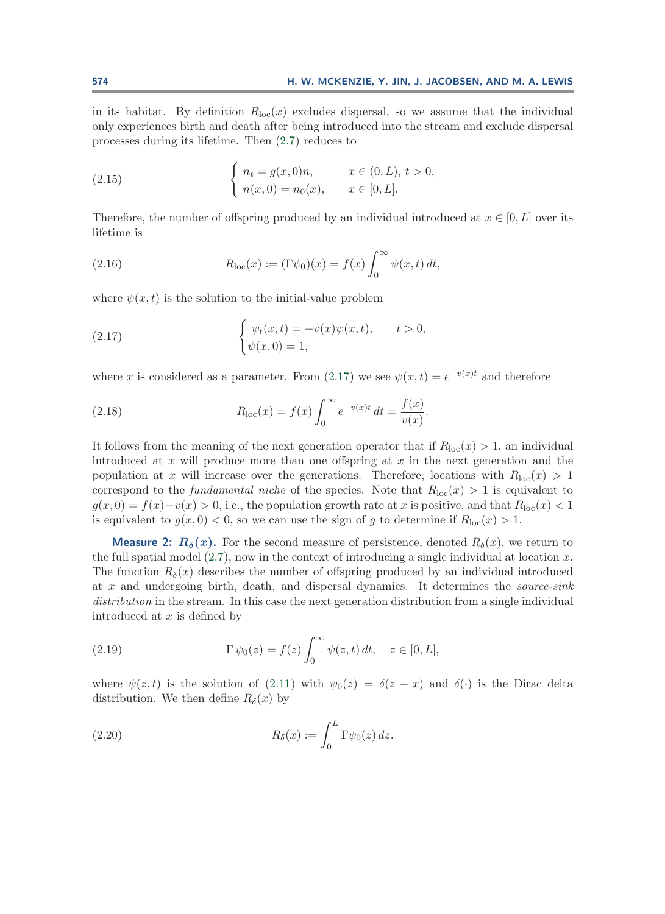in its habitat. By definition $R_{\rm loc}(x)$ excludes dispersal, so we assume that the individual only experiences birth and death after being introduced into the stream and exclude dispersal processes during its lifetime. Then (2.7) reduces to

$$
\begin{cases} n_t = g(x,0)n, & x \in (0,L),\ t > 0, \\ n(x,0) = n_0(x), & x \in [0,L]. \end{cases} \tag{2.15}
$$

Therefore, the number of offspring produced by an individual introduced at $x \in [0,L]$ over its lifetime is

$$
R_{\rm loc}(x) := (\Gamma\psi_0)(x) = f(x)\int_0^\infty \psi(x,t)\,dt, \tag{2.16}
$$

where $\psi(x,t)$ is the solution to the initial-value problem

$$
\begin{cases} \psi_t(x,t) = -v(x)\psi(x,t), & t > 0, \\ \psi(x,0) = 1, \end{cases} \tag{2.17}
$$

where $x$ is considered as a parameter. From (2.17) we see $\psi(x,t) = e^{-v(x)t}$ and therefore

$$
R_{\rm loc}(x) = f(x)\int_0^\infty e^{-v(x)t}\,dt = \frac{f(x)}{v(x)}. \tag{2.18}
$$

It follows from the meaning of the next generation operator that if $R_{\rm loc}(x) > 1$, an individual introduced at $x$ will produce more than one offspring at $x$ in the next generation and the population at $x$ will increase over the generations. Therefore, locations with $R_{\rm loc}(x) > 1$ correspond to the *fundamental niche* of the species. Note that $R_{\rm loc}(x) > 1$ is equivalent to $g(x,0) = f(x) - v(x) > 0$, i.e., the population growth rate at $x$ is positive, and that $R_{\rm loc}(x) < 1$ is equivalent to $g(x,0) < 0$, so we can use the sign of $g$ to determine if $R_{\rm loc}(x) > 1$.

**Measure 2: $R_\delta(x)$.** For the second measure of persistence, denoted $R_\delta(x)$, we return to the full spatial model (2.7), now in the context of introducing a single individual at location $x$. The function $R_\delta(x)$ describes the number of offspring produced by an individual introduced at $x$ and undergoing birth, death, and dispersal dynamics. It determines the *source-sink distribution* in the stream. In this case the next generation distribution from a single individual introduced at $x$ is defined by

$$
\Gamma\,\psi_0(z) = f(z)\int_0^\infty \psi(z,t)\,dt, \quad z \in [0,L], \tag{2.19}
$$

where $\psi(z,t)$ is the solution of (2.11) with $\psi_0(z) = \delta(z-x)$ and $\delta(\cdot)$ is the Dirac delta distribution. We then define $R_\delta(x)$ by

$$
R_\delta(x) := \int_0^L \Gamma\psi_0(z)\,dz. \tag{2.20}
$$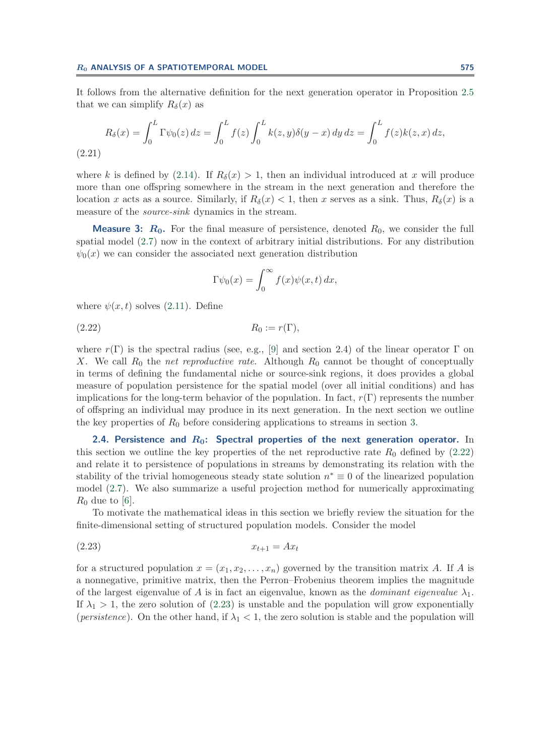It follows from the alternative definition for the next generation operator in Proposition 2.5 that we can simplify $R_\delta(x)$ as

$$R_\delta(x) = \int_0^L \Gamma\psi_0(z)\,dz = \int_0^L f(z)\int_0^L k(z,y)\delta(y-x)\,dy\,dz = \int_0^L f(z)k(z,x)\,dz, \tag{2.21}$$

where $k$ is defined by (2.14). If $R_\delta(x) > 1$, then an individual introduced at $x$ will produce more than one offspring somewhere in the stream in the next generation and therefore the location $x$ acts as a source. Similarly, if $R_\delta(x) < 1$, then $x$ serves as a sink. Thus, $R_\delta(x)$ is a measure of the *source-sink* dynamics in the stream.

**Measure 3: $R_0$.** For the final measure of persistence, denoted $R_0$, we consider the full spatial model (2.7) now in the context of arbitrary initial distributions. For any distribution $\psi_0(x)$ we can consider the associated next generation distribution

$$\Gamma\psi_0(x) = \int_0^\infty f(x)\psi(x,t)\,dx,$$

where $\psi(x,t)$ solves (2.11). Define

$$R_0 := r(\Gamma), \tag{2.22}$$

where $r(\Gamma)$ is the spectral radius (see, e.g., [9] and section 2.4) of the linear operator $\Gamma$ on $X$. We call $R_0$ the *net reproductive rate*. Although $R_0$ cannot be thought of conceptually in terms of defining the fundamental niche or source-sink regions, it does provides a global measure of population persistence for the spatial model (over all initial conditions) and has implications for the long-term behavior of the population. In fact, $r(\Gamma)$ represents the number of offspring an individual may produce in its next generation. In the next section we outline the key properties of $R_0$ before considering applications to streams in section 3.

### 2.4. Persistence and $R_0$: Spectral properties of the next generation operator.

In this section we outline the key properties of the net reproductive rate $R_0$ defined by (2.22) and relate it to persistence of populations in streams by demonstrating its relation with the stability of the trivial homogeneous steady state solution $n^* \equiv 0$ of the linearized population model (2.7). We also summarize a useful projection method for numerically approximating $R_0$ due to [6].

To motivate the mathematical ideas in this section we briefly review the situation for the finite-dimensional setting of structured population models. Consider the model

$$x_{t+1} = Ax_t \tag{2.23}$$

for a structured population $x = (x_1, x_2, \ldots, x_n)$ governed by the transition matrix $A$. If $A$ is a nonnegative, primitive matrix, then the Perron–Frobenius theorem implies the magnitude of the largest eigenvalue of $A$ is in fact an eigenvalue, known as the *dominant eigenvalue* $\lambda_1$. If $\lambda_1 > 1$, the zero solution of (2.23) is unstable and the population will grow exponentially (*persistence*). On the other hand, if $\lambda_1 < 1$, the zero solution is stable and the population will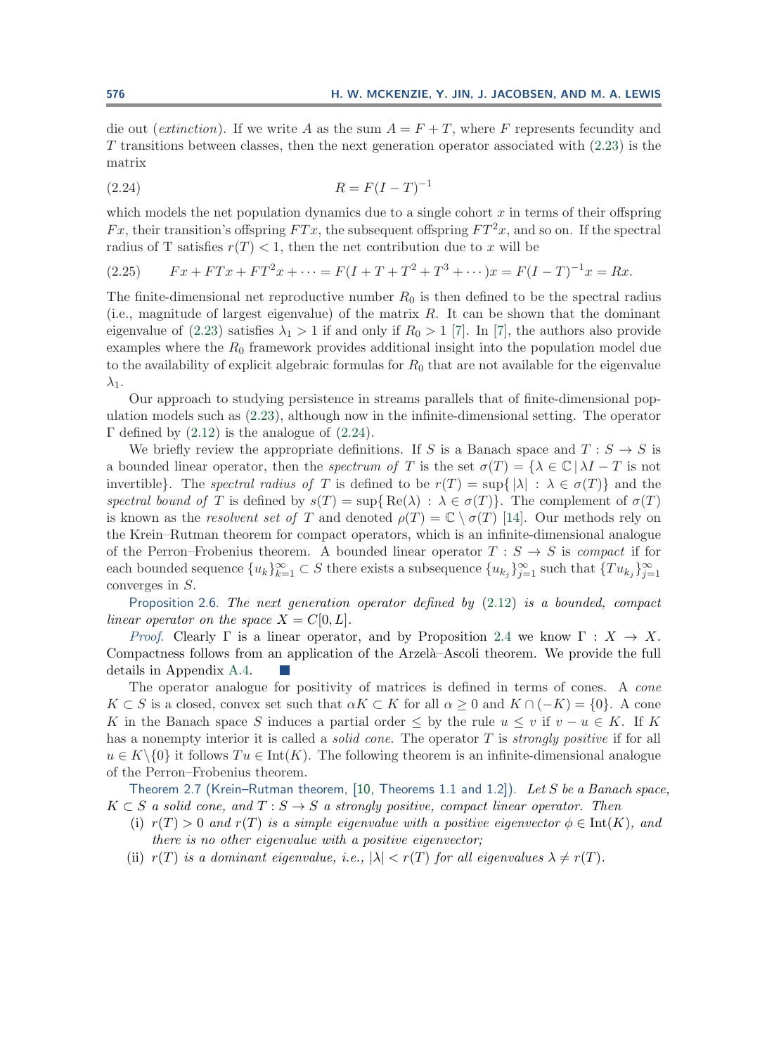die out (*extinction*). If we write $A$ as the sum $A = F + T$, where $F$ represents fecundity and $T$ transitions between classes, then the next generation operator associated with (2.23) is the matrix

$$R = F(I - T)^{-1} \tag{2.24}$$

which models the net population dynamics due to a single cohort $x$ in terms of their offspring $Fx$, their transition's offspring $FTx$, the subsequent offspring $FT^2x$, and so on. If the spectral radius of T satisfies $r(T) < 1$, then the net contribution due to $x$ will be

$$Fx + FTx + FT^2x + \cdots = F(I + T + T^2 + T^3 + \cdots)x = F(I - T)^{-1}x = Rx. \tag{2.25}$$

The finite-dimensional net reproductive number $R_0$ is then defined to be the spectral radius (i.e., magnitude of largest eigenvalue) of the matrix $R$. It can be shown that the dominant eigenvalue of (2.23) satisfies $\lambda_1 > 1$ if and only if $R_0 > 1$ [7]. In [7], the authors also provide examples where the $R_0$ framework provides additional insight into the population model due to the availability of explicit algebraic formulas for $R_0$ that are not available for the eigenvalue $\lambda_1$.

Our approach to studying persistence in streams parallels that of finite-dimensional population models such as (2.23), although now in the infinite-dimensional setting. The operator $\Gamma$ defined by (2.12) is the analogue of (2.24).

We briefly review the appropriate definitions. If $S$ is a Banach space and $T : S \to S$ is a bounded linear operator, then the *spectrum of* $T$ is the set $\sigma(T) = \{\lambda \in \mathbb{C} \mid \lambda I - T \text{ is not invertible}\}$. The *spectral radius of* $T$ is defined to be $r(T) = \sup\{|\lambda| : \lambda \in \sigma(T)\}$ and the *spectral bound of* $T$ is defined by $s(T) = \sup\{\mathrm{Re}(\lambda) : \lambda \in \sigma(T)\}$. The complement of $\sigma(T)$ is known as the *resolvent set of* $T$ and denoted $\rho(T) = \mathbb{C} \setminus \sigma(T)$ [14]. Our methods rely on the Krein–Rutman theorem for compact operators, which is an infinite-dimensional analogue of the Perron–Frobenius theorem. A bounded linear operator $T : S \to S$ is *compact* if for each bounded sequence $\{u_k\}_{k=1}^{\infty} \subset S$ there exists a subsequence $\{u_{k_j}\}_{j=1}^{\infty}$ such that $\{Tu_{k_j}\}_{j=1}^{\infty}$ converges in $S$.

Proposition 2.6. *The next generation operator defined by* (2.12) *is a bounded, compact linear operator on the space* $X = C[0, L]$.

*Proof*. Clearly $\Gamma$ is a linear operator, and by Proposition 2.4 we know $\Gamma : X \to X$. Compactness follows from an application of the Arzelà–Ascoli theorem. We provide the full details in Appendix A.4. ∎

The operator analogue for positivity of matrices is defined in terms of cones. A *cone* $K \subset S$ is a closed, convex set such that $\alpha K \subset K$ for all $\alpha \geq 0$ and $K \cap (-K) = \{0\}$. A cone $K$ in the Banach space $S$ induces a partial order $\leq$ by the rule $u \leq v$ if $v - u \in K$. If $K$ has a nonempty interior it is called a *solid cone*. The operator $T$ is *strongly positive* if for all $u \in K \backslash \{0\}$ it follows $Tu \in \mathrm{Int}(K)$. The following theorem is an infinite-dimensional analogue of the Perron–Frobenius theorem.

Theorem 2.7 (Krein–Rutman theorem, [10, Theorems 1.1 and 1.2]). *Let $S$ be a Banach space, $K \subset S$ a solid cone, and $T : S \to S$ a strongly positive, compact linear operator. Then*

(i) *$r(T) > 0$ and $r(T)$ is a simple eigenvalue with a positive eigenvector $\phi \in \mathrm{Int}(K)$, and there is no other eigenvalue with a positive eigenvector;*

(ii) *$r(T)$ is a dominant eigenvalue, i.e., $|\lambda| < r(T)$ for all eigenvalues $\lambda \neq r(T)$.*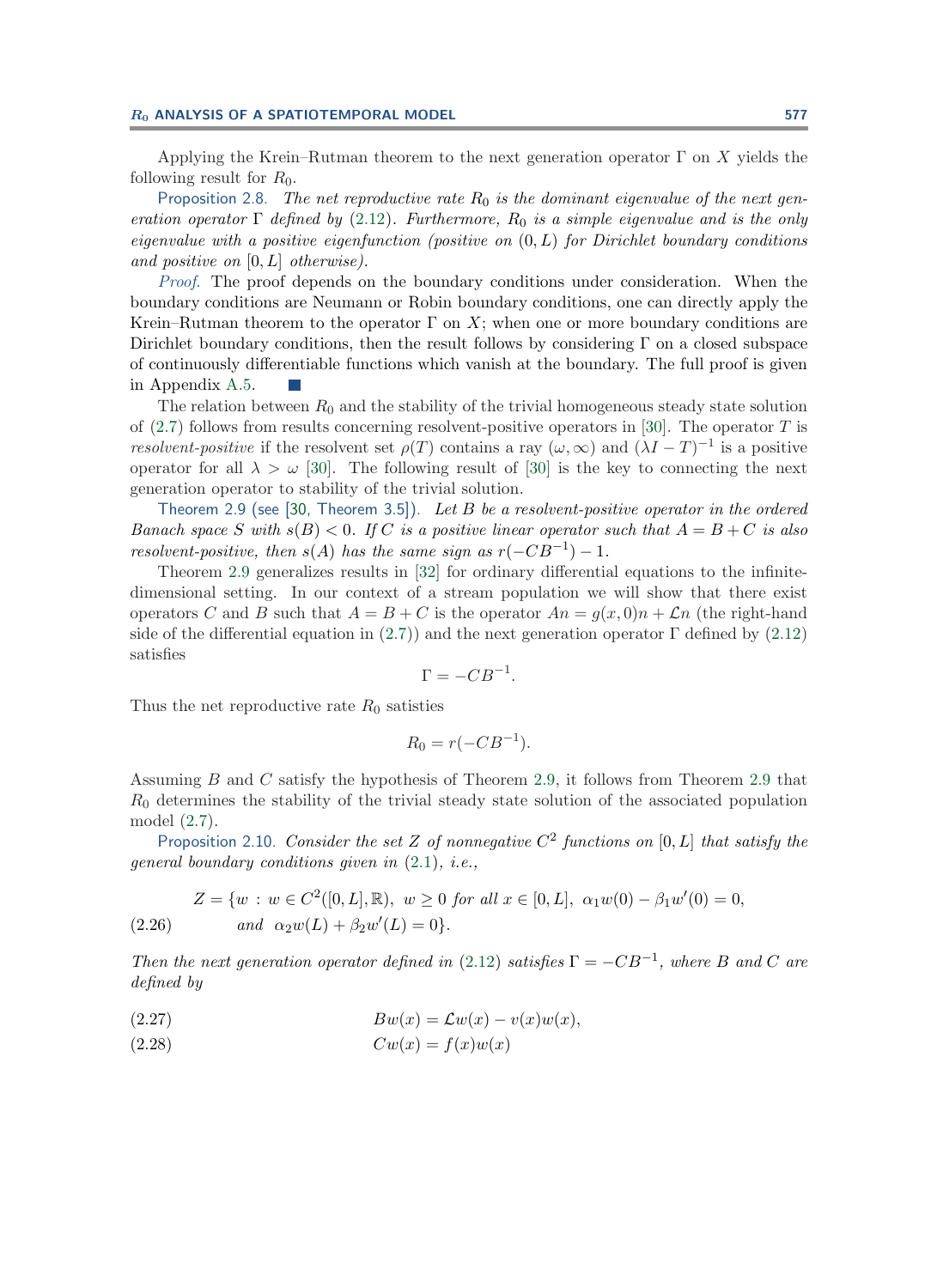Applying the Krein–Rutman theorem to the next generation operator $\Gamma$ on $X$ yields the following result for $R_0$.

Proposition 2.8. *The net reproductive rate $R_0$ is the dominant eigenvalue of the next generation operator $\Gamma$ defined by (2.12). Furthermore, $R_0$ is a simple eigenvalue and is the only eigenvalue with a positive eigenfunction (positive on $(0, L)$ for Dirichlet boundary conditions and positive on $[0, L]$ otherwise).*

*Proof.* The proof depends on the boundary conditions under consideration. When the boundary conditions are Neumann or Robin boundary conditions, one can directly apply the Krein–Rutman theorem to the operator $\Gamma$ on $X$; when one or more boundary conditions are Dirichlet boundary conditions, then the result follows by considering $\Gamma$ on a closed subspace of continuously differentiable functions which vanish at the boundary. The full proof is given in Appendix A.5. ∎

The relation between $R_0$ and the stability of the trivial homogeneous steady state solution of (2.7) follows from results concerning resolvent-positive operators in [30]. The operator $T$ is *resolvent-positive* if the resolvent set $\rho(T)$ contains a ray $(\omega, \infty)$ and $(\lambda I - T)^{-1}$ is a positive operator for all $\lambda > \omega$ [30]. The following result of [30] is the key to connecting the next generation operator to stability of the trivial solution.

Theorem 2.9 (see [30, Theorem 3.5]). *Let $B$ be a resolvent-positive operator in the ordered Banach space $S$ with $s(B) < 0$. If $C$ is a positive linear operator such that $A = B + C$ is also resolvent-positive, then $s(A)$ has the same sign as $r(-CB^{-1}) - 1$.*

Theorem 2.9 generalizes results in [32] for ordinary differential equations to the infinite-dimensional setting. In our context of a stream population we will show that there exist operators $C$ and $B$ such that $A = B + C$ is the operator $An = g(x, 0)n + \mathcal{L}n$ (the right-hand side of the differential equation in (2.7)) and the next generation operator $\Gamma$ defined by (2.12) satisfies

$$\Gamma = -CB^{-1}.$$

Thus the net reproductive rate $R_0$ satisties

$$R_0 = r(-CB^{-1}).$$

Assuming $B$ and $C$ satisfy the hypothesis of Theorem 2.9, it follows from Theorem 2.9 that $R_0$ determines the stability of the trivial steady state solution of the associated population model (2.7).

Proposition 2.10. *Consider the set $Z$ of nonnegative $C^2$ functions on $[0, L]$ that satisfy the general boundary conditions given in (2.1), i.e.,*

$$Z = \{w \,:\, w \in C^2([0, L], \mathbb{R}),\ w \geq 0 \text{ for all } x \in [0, L],\ \alpha_1 w(0) - \beta_1 w'(0) = 0, \\ \text{and}\ \ \alpha_2 w(L) + \beta_2 w'(L) = 0\}. \tag{2.26}$$

*Then the next generation operator defined in (2.12) satisfies $\Gamma = -CB^{-1}$, where $B$ and $C$ are defined by*

$$Bw(x) = \mathcal{L}w(x) - v(x)w(x), \tag{2.27}$$

$$Cw(x) = f(x)w(x) \tag{2.28}$$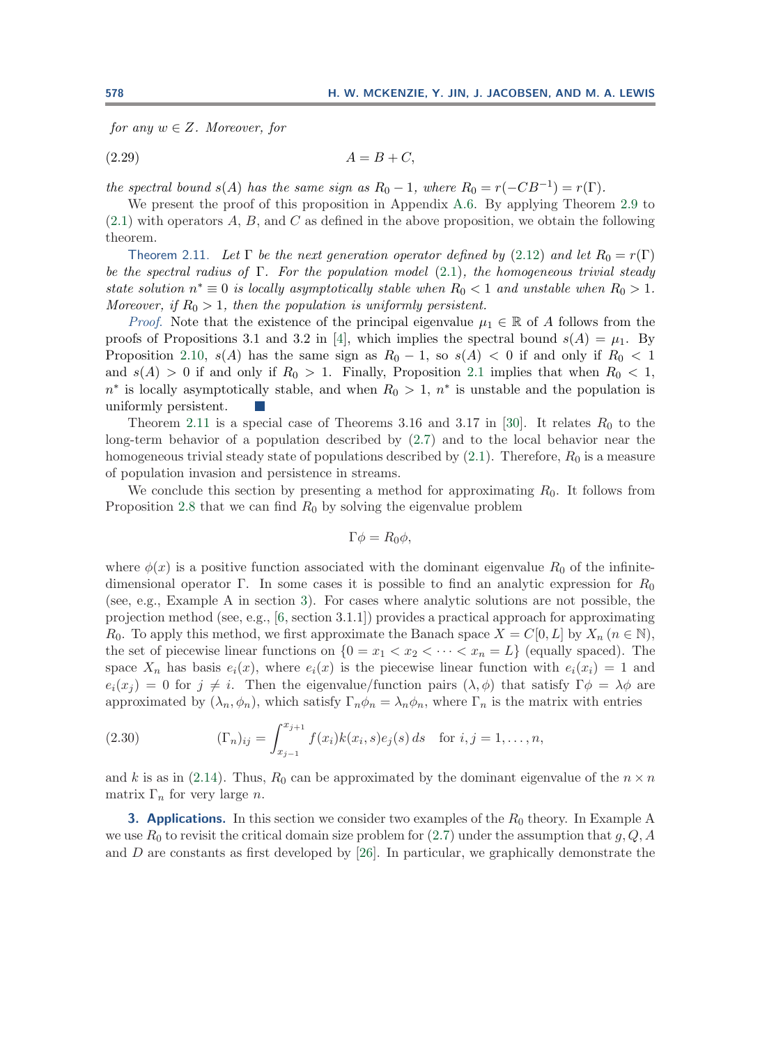*for any $w \in Z$. Moreover, for*

$$A = B + C, \tag{2.29}$$

*the spectral bound $s(A)$ has the same sign as $R_0 - 1$, where $R_0 = r(-CB^{-1}) = r(\Gamma)$.*

We present the proof of this proposition in Appendix A.6. By applying Theorem 2.9 to (2.1) with operators $A$, $B$, and $C$ as defined in the above proposition, we obtain the following theorem.

Theorem 2.11. *Let $\Gamma$ be the next generation operator defined by (2.12) and let $R_0 = r(\Gamma)$ be the spectral radius of $\Gamma$. For the population model (2.1), the homogeneous trivial steady state solution $n^* \equiv 0$ is locally asymptotically stable when $R_0 < 1$ and unstable when $R_0 > 1$. Moreover, if $R_0 > 1$, then the population is uniformly persistent.*

*Proof.* Note that the existence of the principal eigenvalue $\mu_1 \in \mathbb{R}$ of $A$ follows from the proofs of Propositions 3.1 and 3.2 in [4], which implies the spectral bound $s(A) = \mu_1$. By Proposition 2.10, $s(A)$ has the same sign as $R_0 - 1$, so $s(A) < 0$ if and only if $R_0 < 1$ and $s(A) > 0$ if and only if $R_0 > 1$. Finally, Proposition 2.1 implies that when $R_0 < 1$, $n^*$ is locally asymptotically stable, and when $R_0 > 1$, $n^*$ is unstable and the population is uniformly persistent. ∎

Theorem 2.11 is a special case of Theorems 3.16 and 3.17 in [30]. It relates $R_0$ to the long-term behavior of a population described by (2.7) and to the local behavior near the homogeneous trivial steady state of populations described by (2.1). Therefore, $R_0$ is a measure of population invasion and persistence in streams.

We conclude this section by presenting a method for approximating $R_0$. It follows from Proposition 2.8 that we can find $R_0$ by solving the eigenvalue problem

$$\Gamma \phi = R_0 \phi,$$

where $\phi(x)$ is a positive function associated with the dominant eigenvalue $R_0$ of the infinite-dimensional operator $\Gamma$. In some cases it is possible to find an analytic expression for $R_0$ (see, e.g., Example A in section 3). For cases where analytic solutions are not possible, the projection method (see, e.g., [6, section 3.1.1]) provides a practical approach for approximating $R_0$. To apply this method, we first approximate the Banach space $X = C[0, L]$ by $X_n$ $(n \in \mathbb{N})$, the set of piecewise linear functions on $\{0 = x_1 < x_2 < \cdots < x_n = L\}$ (equally spaced). The space $X_n$ has basis $e_i(x)$, where $e_i(x)$ is the piecewise linear function with $e_i(x_i) = 1$ and $e_i(x_j) = 0$ for $j \neq i$. Then the eigenvalue/function pairs $(\lambda, \phi)$ that satisfy $\Gamma\phi = \lambda\phi$ are approximated by $(\lambda_n, \phi_n)$, which satisfy $\Gamma_n \phi_n = \lambda_n \phi_n$, where $\Gamma_n$ is the matrix with entries

$$(\Gamma_n)_{ij} = \int_{x_{j-1}}^{x_{j+1}} f(x_i) k(x_i, s) e_j(s)\, ds \quad \text{for } i, j = 1, \ldots, n, \tag{2.30}$$

and $k$ is as in (2.14). Thus, $R_0$ can be approximated by the dominant eigenvalue of the $n \times n$ matrix $\Gamma_n$ for very large $n$.

## 3. Applications.

In this section we consider two examples of the $R_0$ theory. In Example A we use $R_0$ to revisit the critical domain size problem for (2.7) under the assumption that $g, Q, A$ and $D$ are constants as first developed by [26]. In particular, we graphically demonstrate the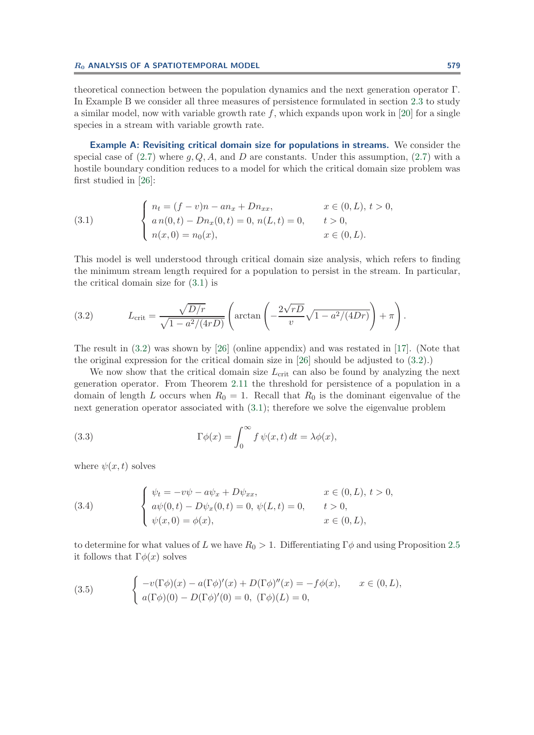theoretical connection between the population dynamics and the next generation operator $\Gamma$. In Example B we consider all three measures of persistence formulated in section 2.3 to study a similar model, now with variable growth rate $f$, which expands upon work in [20] for a single species in a stream with variable growth rate.

**Example A: Revisiting critical domain size for populations in streams.** We consider the special case of (2.7) where $g, Q, A$, and $D$ are constants. Under this assumption, (2.7) with a hostile boundary condition reduces to a model for which the critical domain size problem was first studied in [26]:

$$
\begin{cases} n_t = (f - v)n - an_x + Dn_{xx}, & x \in (0, L),\ t > 0, \\ a\, n(0,t) - Dn_x(0,t) = 0,\ n(L,t) = 0, & t > 0, \\ n(x, 0) = n_0(x), & x \in (0, L). \end{cases} \tag{3.1}
$$

This model is well understood through critical domain size analysis, which refers to finding the minimum stream length required for a population to persist in the stream. In particular, the critical domain size for (3.1) is

$$
L_{\text{crit}} = \frac{\sqrt{D/r}}{\sqrt{1 - a^2/(4rD)}} \left( \arctan\left( -\frac{2\sqrt{rD}}{v} \sqrt{1 - a^2/(4Dr)} \right) + \pi \right). \tag{3.2}
$$

The result in (3.2) was shown by [26] (online appendix) and was restated in [17]. (Note that the original expression for the critical domain size in [26] should be adjusted to (3.2).)

We now show that the critical domain size $L_{\text{crit}}$ can also be found by analyzing the next generation operator. From Theorem 2.11 the threshold for persistence of a population in a domain of length $L$ occurs when $R_0 = 1$. Recall that $R_0$ is the dominant eigenvalue of the next generation operator associated with (3.1); therefore we solve the eigenvalue problem

$$
\Gamma\phi(x) = \int_0^\infty f\, \psi(x,t)\, dt = \lambda\phi(x), \tag{3.3}
$$

where $\psi(x,t)$ solves

$$
\begin{cases} \psi_t = -v\psi - a\psi_x + D\psi_{xx}, & x \in (0, L),\ t > 0, \\ a\psi(0,t) - D\psi_x(0,t) = 0,\ \psi(L,t) = 0, & t > 0, \\ \psi(x, 0) = \phi(x), & x \in (0, L), \end{cases} \tag{3.4}
$$

to determine for what values of $L$ we have $R_0 > 1$. Differentiating $\Gamma\phi$ and using Proposition 2.5 it follows that $\Gamma\phi(x)$ solves

$$
\begin{cases} -v(\Gamma\phi)(x) - a(\Gamma\phi)'(x) + D(\Gamma\phi)''(x) = -f\phi(x), & x \in (0, L), \\ a(\Gamma\phi)(0) - D(\Gamma\phi)'(0) = 0,\ (\Gamma\phi)(L) = 0, \end{cases} \tag{3.5}
$$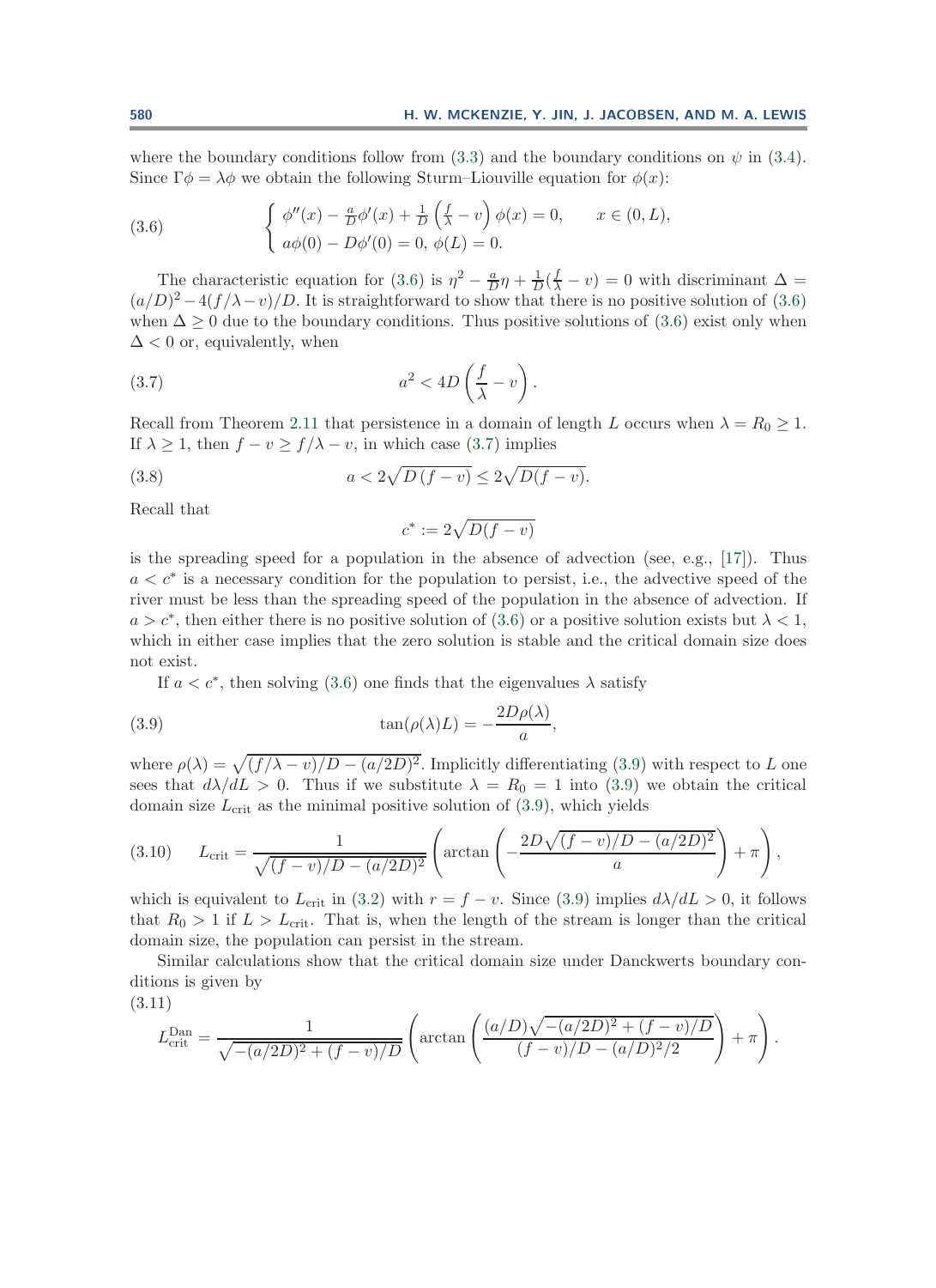where the boundary conditions follow from (3.3) and the boundary conditions on $\psi$ in (3.4). Since $\Gamma\phi = \lambda\phi$ we obtain the following Sturm–Liouville equation for $\phi(x)$:

$$
\text{(3.6)} \qquad \begin{cases} \phi''(x) - \frac{a}{D}\phi'(x) + \frac{1}{D}\left(\frac{f}{\lambda} - v\right)\phi(x) = 0, & x \in (0, L), \\ a\phi(0) - D\phi'(0) = 0, \ \phi(L) = 0. \end{cases}
$$

The characteristic equation for (3.6) is $\eta^2 - \frac{a}{D}\eta + \frac{1}{D}(\frac{f}{\lambda} - v) = 0$ with discriminant $\Delta = (a/D)^2 - 4(f/\lambda - v)/D$. It is straightforward to show that there is no positive solution of (3.6) when $\Delta \geq 0$ due to the boundary conditions. Thus positive solutions of (3.6) exist only when $\Delta < 0$ or, equivalently, when

$$
\text{(3.7)} \qquad a^2 < 4D\left(\frac{f}{\lambda} - v\right).
$$

Recall from Theorem 2.11 that persistence in a domain of length $L$ occurs when $\lambda = R_0 \geq 1$. If $\lambda \geq 1$, then $f - v \geq f/\lambda - v$, in which case (3.7) implies

$$
\text{(3.8)} \qquad a < 2\sqrt{D\,(f - v)} \leq 2\sqrt{D(f - v)}.
$$

Recall that

$$
c^* := 2\sqrt{D(f - v)}
$$

is the spreading speed for a population in the absence of advection (see, e.g., [17]). Thus $a < c^*$ is a necessary condition for the population to persist, i.e., the advective speed of the river must be less than the spreading speed of the population in the absence of advection. If $a > c^*$, then either there is no positive solution of (3.6) or a positive solution exists but $\lambda < 1$, which in either case implies that the zero solution is stable and the critical domain size does not exist.

If $a < c^*$, then solving (3.6) one finds that the eigenvalues $\lambda$ satisfy

$$
\text{(3.9)} \qquad \tan(\rho(\lambda)L) = -\frac{2D\rho(\lambda)}{a},
$$

where $\rho(\lambda) = \sqrt{(f/\lambda - v)/D - (a/2D)^2}$. Implicitly differentiating (3.9) with respect to $L$ one sees that $d\lambda/dL > 0$. Thus if we substitute $\lambda = R_0 = 1$ into (3.9) we obtain the critical domain size $L_{\text{crit}}$ as the minimal positive solution of (3.9), which yields

$$
\text{(3.10)} \qquad L_{\text{crit}} = \frac{1}{\sqrt{(f - v)/D - (a/2D)^2}}\left(\arctan\left(-\frac{2D\sqrt{(f - v)/D - (a/2D)^2}}{a}\right) + \pi\right),
$$

which is equivalent to $L_{\text{crit}}$ in (3.2) with $r = f - v$. Since (3.9) implies $d\lambda/dL > 0$, it follows that $R_0 > 1$ if $L > L_{\text{crit}}$. That is, when the length of the stream is longer than the critical domain size, the population can persist in the stream.

Similar calculations show that the critical domain size under Danckwerts boundary conditions is given by

$$
\text{(3.11)} \qquad L_{\text{crit}}^{\text{Dan}} = \frac{1}{\sqrt{-(a/2D)^2 + (f - v)/D}}\left(\arctan\left(\frac{(a/D)\sqrt{-(a/2D)^2 + (f - v)/D}}{(f - v)/D - (a/D)^2/2}\right) + \pi\right).
$$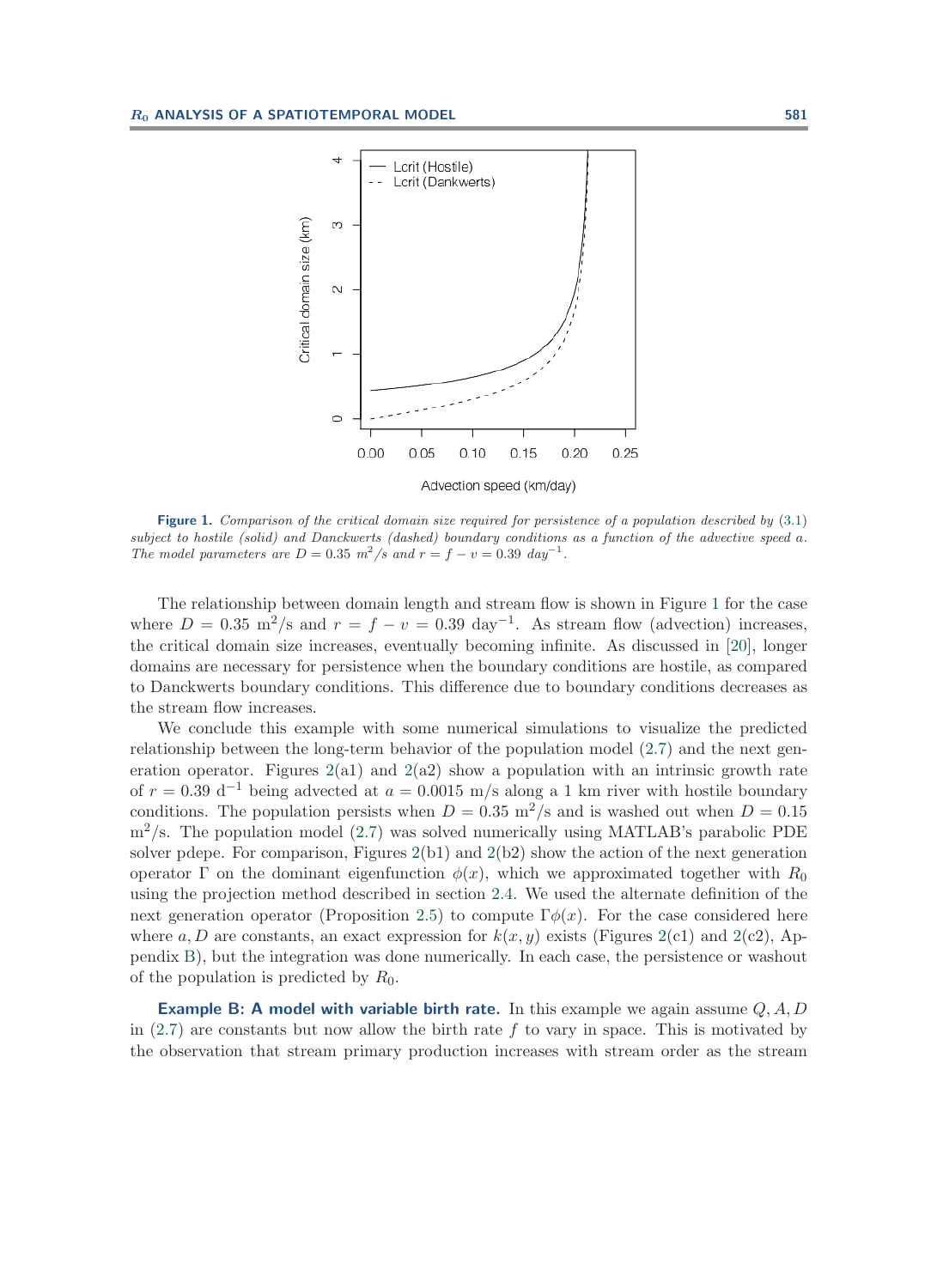**Figure 1.** *Comparison of the critical domain size required for persistence of a population described by (3.1) subject to hostile (solid) and Danckwerts (dashed) boundary conditions as a function of the advective speed $a$. The model parameters are $D = 0.35$ $m^2/s$ and $r = f - v = 0.39$ $day^{-1}$.*

The relationship between domain length and stream flow is shown in Figure 1 for the case where $D = 0.35$ m$^2$/s and $r = f - v = 0.39$ day$^{-1}$. As stream flow (advection) increases, the critical domain size increases, eventually becoming infinite. As discussed in [20], longer domains are necessary for persistence when the boundary conditions are hostile, as compared to Danckwerts boundary conditions. This difference due to boundary conditions decreases as the stream flow increases.

We conclude this example with some numerical simulations to visualize the predicted relationship between the long-term behavior of the population model (2.7) and the next generation operator. Figures 2(a1) and 2(a2) show a population with an intrinsic growth rate of $r = 0.39$ d$^{-1}$ being advected at $a = 0.0015$ m/s along a 1 km river with hostile boundary conditions. The population persists when $D = 0.35$ m$^2$/s and is washed out when $D = 0.15$ m$^2$/s. The population model (2.7) was solved numerically using MATLAB's parabolic PDE solver pdepe. For comparison, Figures 2(b1) and 2(b2) show the action of the next generation operator $\Gamma$ on the dominant eigenfunction $\phi(x)$, which we approximated together with $R_0$ using the projection method described in section 2.4. We used the alternate definition of the next generation operator (Proposition 2.5) to compute $\Gamma\phi(x)$. For the case considered here where $a, D$ are constants, an exact expression for $k(x, y)$ exists (Figures 2(c1) and 2(c2), Appendix B), but the integration was done numerically. In each case, the persistence or washout of the population is predicted by $R_0$.

**Example B: A model with variable birth rate.** In this example we again assume $Q, A, D$ in (2.7) are constants but now allow the birth rate $f$ to vary in space. This is motivated by the observation that stream primary production increases with stream order as the stream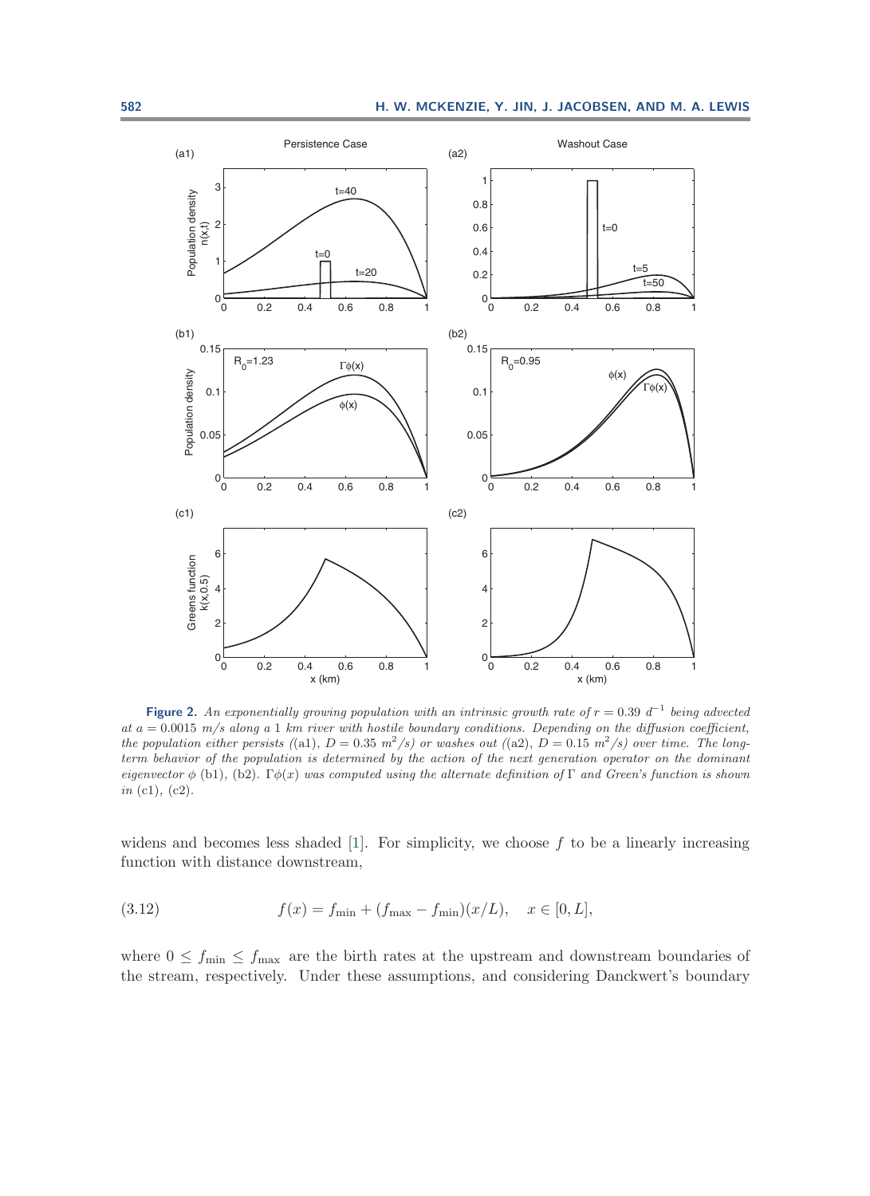**Figure 2.** *An exponentially growing population with an intrinsic growth rate of $r = 0.39\ d^{-1}$ being advected at $a = 0.0015\ m/s$ along a 1 km river with hostile boundary conditions. Depending on the diffusion coefficient, the population either persists ((a1), $D = 0.35\ m^2/s$) or washes out ((a2), $D = 0.15\ m^2/s$) over time. The long-term behavior of the population is determined by the action of the next generation operator on the dominant eigenvector $\phi$ (b1), (b2). $\Gamma\phi(x)$ was computed using the alternate definition of $\Gamma$ and Green's function is shown in* (c1), (c2).

widens and becomes less shaded [1]. For simplicity, we choose $f$ to be a linearly increasing function with distance downstream,

$$f(x) = f_{\min} + (f_{\max} - f_{\min})(x/L), \quad x \in [0, L], \tag{3.12}$$

where $0 \leq f_{\min} \leq f_{\max}$ are the birth rates at the upstream and downstream boundaries of the stream, respectively. Under these assumptions, and considering Danckwert's boundary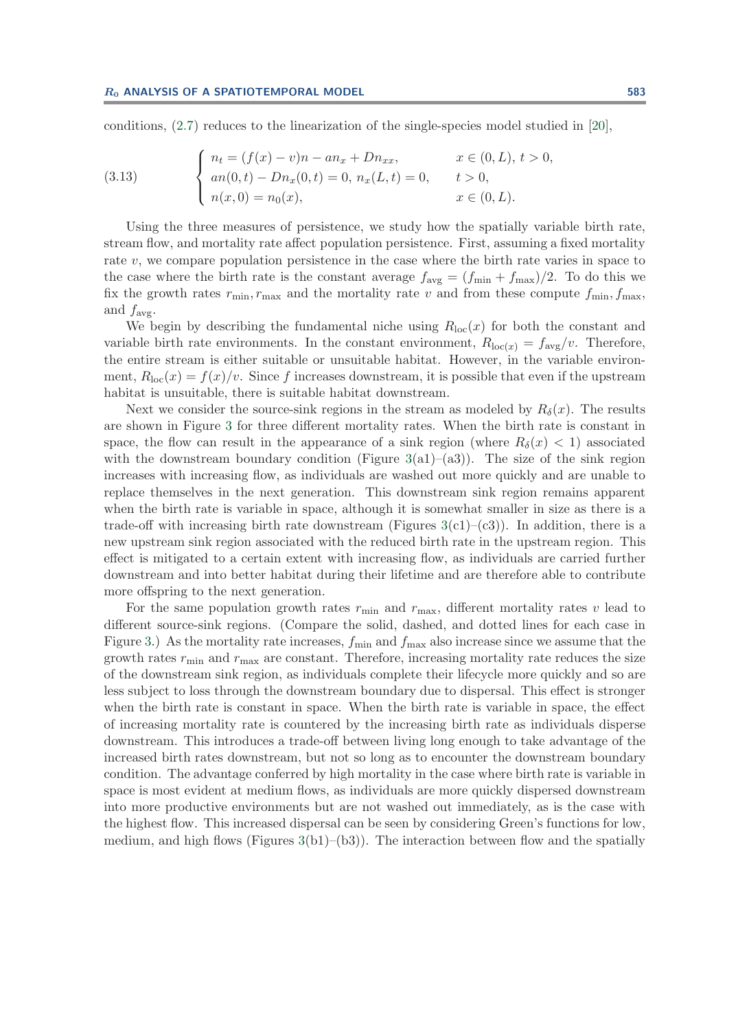conditions, (2.7) reduces to the linearization of the single-species model studied in [20],

$$
\left\{
\begin{array}{lll}
n_t = (f(x) - v)n - an_x + Dn_{xx}, & & x \in (0, L),\ t > 0, \\
an(0, t) - Dn_x(0, t) = 0,\ n_x(L, t) = 0, & & t > 0, \\
n(x, 0) = n_0(x), & & x \in (0, L).
\end{array}
\right.
\tag{3.13}
$$

Using the three measures of persistence, we study how the spatially variable birth rate, stream flow, and mortality rate affect population persistence. First, assuming a fixed mortality rate $v$, we compare population persistence in the case where the birth rate varies in space to the case where the birth rate is the constant average $f_{\text{avg}} = (f_{\min} + f_{\max})/2$. To do this we fix the growth rates $r_{\min}, r_{\max}$ and the mortality rate $v$ and from these compute $f_{\min}, f_{\max}$, and $f_{\text{avg}}$.

We begin by describing the fundamental niche using $R_{\text{loc}}(x)$ for both the constant and variable birth rate environments. In the constant environment, $R_{\text{loc}(x)} = f_{\text{avg}}/v$. Therefore, the entire stream is either suitable or unsuitable habitat. However, in the variable environment, $R_{\text{loc}}(x) = f(x)/v$. Since $f$ increases downstream, it is possible that even if the upstream habitat is unsuitable, there is suitable habitat downstream.

Next we consider the source-sink regions in the stream as modeled by $R_\delta(x)$. The results are shown in Figure 3 for three different mortality rates. When the birth rate is constant in space, the flow can result in the appearance of a sink region (where $R_\delta(x) < 1$) associated with the downstream boundary condition (Figure 3(a1)–(a3)). The size of the sink region increases with increasing flow, as individuals are washed out more quickly and are unable to replace themselves in the next generation. This downstream sink region remains apparent when the birth rate is variable in space, although it is somewhat smaller in size as there is a trade-off with increasing birth rate downstream (Figures 3(c1)–(c3)). In addition, there is a new upstream sink region associated with the reduced birth rate in the upstream region. This effect is mitigated to a certain extent with increasing flow, as individuals are carried further downstream and into better habitat during their lifetime and are therefore able to contribute more offspring to the next generation.

For the same population growth rates $r_{\min}$ and $r_{\max}$, different mortality rates $v$ lead to different source-sink regions. (Compare the solid, dashed, and dotted lines for each case in Figure 3.) As the mortality rate increases, $f_{\min}$ and $f_{\max}$ also increase since we assume that the growth rates $r_{\min}$ and $r_{\max}$ are constant. Therefore, increasing mortality rate reduces the size of the downstream sink region, as individuals complete their lifecycle more quickly and so are less subject to loss through the downstream boundary due to dispersal. This effect is stronger when the birth rate is constant in space. When the birth rate is variable in space, the effect of increasing mortality rate is countered by the increasing birth rate as individuals disperse downstream. This introduces a trade-off between living long enough to take advantage of the increased birth rates downstream, but not so long as to encounter the downstream boundary condition. The advantage conferred by high mortality in the case where birth rate is variable in space is most evident at medium flows, as individuals are more quickly dispersed downstream into more productive environments but are not washed out immediately, as is the case with the highest flow. This increased dispersal can be seen by considering Green's functions for low, medium, and high flows (Figures 3(b1)–(b3)). The interaction between flow and the spatially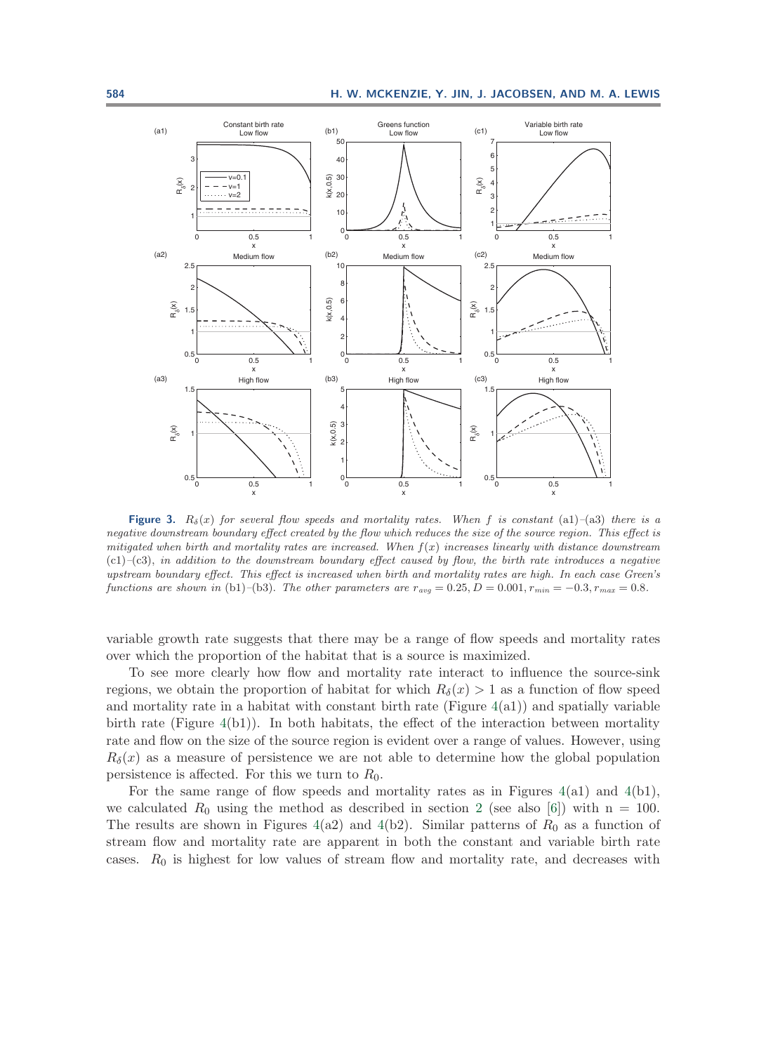**Figure 3.** $R_\delta(x)$ *for several flow speeds and mortality rates. When* $f$ *is constant* (a1)–(a3) *there is a negative downstream boundary effect created by the flow which reduces the size of the source region. This effect is mitigated when birth and mortality rates are increased. When* $f(x)$ *increases linearly with distance downstream* (c1)–(c3)*, in addition to the downstream boundary effect caused by flow, the birth rate introduces a negative upstream boundary effect. This effect is increased when birth and mortality rates are high. In each case Green's functions are shown in* (b1)–(b3)*. The other parameters are* $r_{avg} = 0.25, D = 0.001, r_{min} = -0.3, r_{max} = 0.8$.

variable growth rate suggests that there may be a range of flow speeds and mortality rates over which the proportion of the habitat that is a source is maximized.

To see more clearly how flow and mortality rate interact to influence the source-sink regions, we obtain the proportion of habitat for which $R_\delta(x) > 1$ as a function of flow speed and mortality rate in a habitat with constant birth rate (Figure 4(a1)) and spatially variable birth rate (Figure 4(b1)). In both habitats, the effect of the interaction between mortality rate and flow on the size of the source region is evident over a range of values. However, using $R_\delta(x)$ as a measure of persistence we are not able to determine how the global population persistence is affected. For this we turn to $R_0$.

For the same range of flow speeds and mortality rates as in Figures 4(a1) and 4(b1), we calculated $R_0$ using the method as described in section 2 (see also [6]) with n = 100. The results are shown in Figures 4(a2) and 4(b2). Similar patterns of $R_0$ as a function of stream flow and mortality rate are apparent in both the constant and variable birth rate cases. $R_0$ is highest for low values of stream flow and mortality rate, and decreases with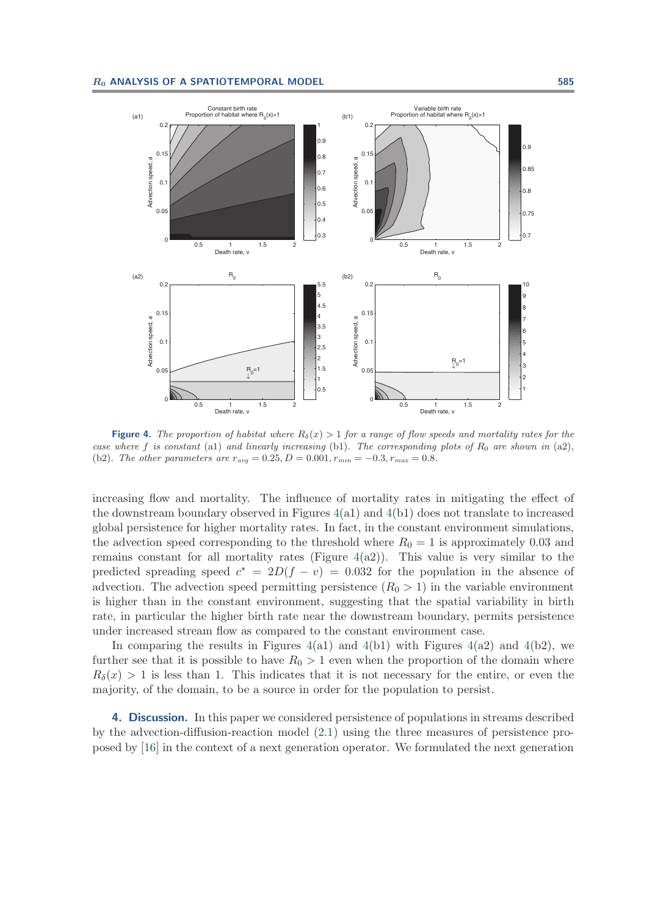**Figure 4.** *The proportion of habitat where $R_\delta(x) > 1$ for a range of flow speeds and mortality rates for the case where $f$ is constant* (a1) *and linearly increasing* (b1)*. The corresponding plots of $R_0$ are shown in* (a2), (b2)*. The other parameters are $r_{avg} = 0.25, D = 0.001, r_{min} = -0.3, r_{max} = 0.8$.*

increasing flow and mortality. The influence of mortality rates in mitigating the effect of the downstream boundary observed in Figures 4(a1) and 4(b1) does not translate to increased global persistence for higher mortality rates. In fact, in the constant environment simulations, the advection speed corresponding to the threshold where $R_0 = 1$ is approximately 0.03 and remains constant for all mortality rates (Figure 4(a2)). This value is very similar to the predicted spreading speed $c^* = 2D(f - v) = 0.032$ for the population in the absence of advection. The advection speed permitting persistence ($R_0 > 1$) in the variable environment is higher than in the constant environment, suggesting that the spatial variability in birth rate, in particular the higher birth rate near the downstream boundary, permits persistence under increased stream flow as compared to the constant environment case.

In comparing the results in Figures 4(a1) and 4(b1) with Figures 4(a2) and 4(b2), we further see that it is possible to have $R_0 > 1$ even when the proportion of the domain where $R_\delta(x) > 1$ is less than 1. This indicates that it is not necessary for the entire, or even the majority, of the domain, to be a source in order for the population to persist.

## 4. Discussion.

In this paper we considered persistence of populations in streams described by the advection-diffusion-reaction model (2.1) using the three measures of persistence proposed by [16] in the context of a next generation operator. We formulated the next generation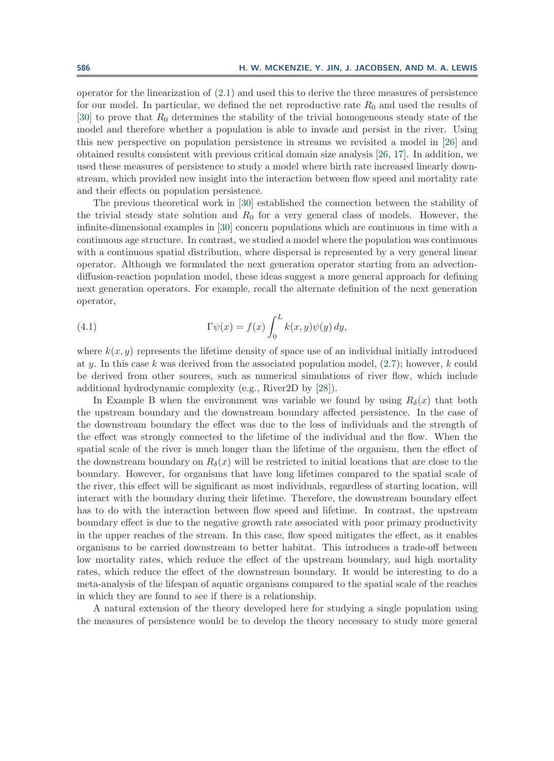operator for the linearization of (2.1) and used this to derive the three measures of persistence for our model. In particular, we defined the net reproductive rate $R_0$ and used the results of [30] to prove that $R_0$ determines the stability of the trivial homogeneous steady state of the model and therefore whether a population is able to invade and persist in the river. Using this new perspective on population persistence in streams we revisited a model in [26] and obtained results consistent with previous critical domain size analysis [26, 17]. In addition, we used these measures of persistence to study a model where birth rate increased linearly downstream, which provided new insight into the interaction between flow speed and mortality rate and their effects on population persistence.

The previous theoretical work in [30] established the connection between the stability of the trivial steady state solution and $R_0$ for a very general class of models. However, the infinite-dimensional examples in [30] concern populations which are continuous in time with a continuous age structure. In contrast, we studied a model where the population was continuous with a continuous spatial distribution, where dispersal is represented by a very general linear operator. Although we formulated the next generation operator starting from an advection-diffusion-reaction population model, these ideas suggest a more general approach for defining next generation operators. For example, recall the alternate definition of the next generation operator,

$$\Gamma\psi(x) = f(x)\int_0^L k(x,y)\psi(y)\,dy, \tag{4.1}$$

where $k(x,y)$ represents the lifetime density of space use of an individual initially introduced at $y$. In this case $k$ was derived from the associated population model, (2.7); however, $k$ could be derived from other sources, such as numerical simulations of river flow, which include additional hydrodynamic complexity (e.g., River2D by [28]).

In Example B when the environment was variable we found by using $R_\delta(x)$ that both the upstream boundary and the downstream boundary affected persistence. In the case of the downstream boundary the effect was due to the loss of individuals and the strength of the effect was strongly connected to the lifetime of the individual and the flow. When the spatial scale of the river is much longer than the lifetime of the organism, then the effect of the downstream boundary on $R_\delta(x)$ will be restricted to initial locations that are close to the boundary. However, for organisms that have long lifetimes compared to the spatial scale of the river, this effect will be significant as most individuals, regardless of starting location, will interact with the boundary during their lifetime. Therefore, the downstream boundary effect has to do with the interaction between flow speed and lifetime. In contrast, the upstream boundary effect is due to the negative growth rate associated with poor primary productivity in the upper reaches of the stream. In this case, flow speed mitigates the effect, as it enables organisms to be carried downstream to better habitat. This introduces a trade-off between low mortality rates, which reduce the effect of the upstream boundary, and high mortality rates, which reduce the effect of the downstream boundary. It would be interesting to do a meta-analysis of the lifespan of aquatic organisms compared to the spatial scale of the reaches in which they are found to see if there is a relationship.

A natural extension of the theory developed here for studying a single population using the measures of persistence would be to develop the theory necessary to study more general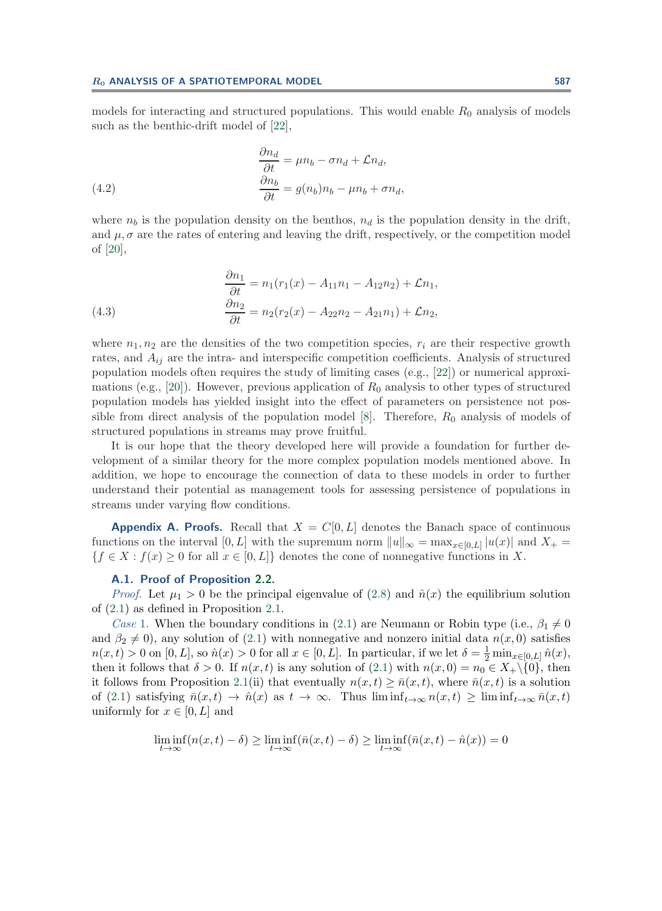models for interacting and structured populations. This would enable $R_0$ analysis of models such as the benthic-drift model of [22],

$$
\begin{aligned}
\frac{\partial n_d}{\partial t} &= \mu n_b - \sigma n_d + \mathcal{L} n_d, \\
\frac{\partial n_b}{\partial t} &= g(n_b) n_b - \mu n_b + \sigma n_d,
\end{aligned} \tag{4.2}
$$

where $n_b$ is the population density on the benthos, $n_d$ is the population density in the drift, and $\mu, \sigma$ are the rates of entering and leaving the drift, respectively, or the competition model of [20],

$$
\begin{aligned}
\frac{\partial n_1}{\partial t} &= n_1(r_1(x) - A_{11} n_1 - A_{12} n_2) + \mathcal{L} n_1, \\
\frac{\partial n_2}{\partial t} &= n_2(r_2(x) - A_{22} n_2 - A_{21} n_1) + \mathcal{L} n_2,
\end{aligned} \tag{4.3}
$$

where $n_1, n_2$ are the densities of the two competition species, $r_i$ are their respective growth rates, and $A_{ij}$ are the intra- and interspecific competition coefficients. Analysis of structured population models often requires the study of limiting cases (e.g., [22]) or numerical approximations (e.g., [20]). However, previous application of $R_0$ analysis to other types of structured population models has yielded insight into the effect of parameters on persistence not possible from direct analysis of the population model [8]. Therefore, $R_0$ analysis of models of structured populations in streams may prove fruitful.

It is our hope that the theory developed here will provide a foundation for further development of a similar theory for the more complex population models mentioned above. In addition, we hope to encourage the connection of data to these models in order to further understand their potential as management tools for assessing persistence of populations in streams under varying flow conditions.

## Appendix A. Proofs.

Recall that $X = C[0, L]$ denotes the Banach space of continuous functions on the interval $[0, L]$ with the supremum norm $\|u\|_\infty = \max_{x \in [0,L]} |u(x)|$ and $X_+ = \{f \in X : f(x) \geq 0 \text{ for all } x \in [0, L]\}$ denotes the cone of nonnegative functions in $X$.

### A.1. Proof of Proposition 2.2.

*Proof.* Let $\mu_1 > 0$ be the principal eigenvalue of (2.8) and $\hat{n}(x)$ the equilibrium solution of (2.1) as defined in Proposition 2.1.

*Case* 1. When the boundary conditions in (2.1) are Neumann or Robin type (i.e., $\beta_1 \neq 0$ and $\beta_2 \neq 0$), any solution of (2.1) with nonnegative and nonzero initial data $n(x, 0)$ satisfies $n(x, t) > 0$ on $[0, L]$, so $\hat{n}(x) > 0$ for all $x \in [0, L]$. In particular, if we let $\delta = \frac{1}{2} \min_{x \in [0,L]} \hat{n}(x)$, then it follows that $\delta > 0$. If $n(x, t)$ is any solution of (2.1) with $n(x, 0) = n_0 \in X_+ \backslash \{0\}$, then it follows from Proposition 2.1(ii) that eventually $n(x, t) \geq \bar{n}(x, t)$, where $\bar{n}(x, t)$ is a solution of (2.1) satisfying $\bar{n}(x, t) \to \hat{n}(x)$ as $t \to \infty$. Thus $\liminf_{t \to \infty} n(x, t) \geq \liminf_{t \to \infty} \bar{n}(x, t)$ uniformly for $x \in [0, L]$ and

$$
\liminf_{t \to \infty} (n(x, t) - \delta) \geq \liminf_{t \to \infty} (\bar{n}(x, t) - \delta) \geq \liminf_{t \to \infty} (\bar{n}(x, t) - \hat{n}(x)) = 0
$$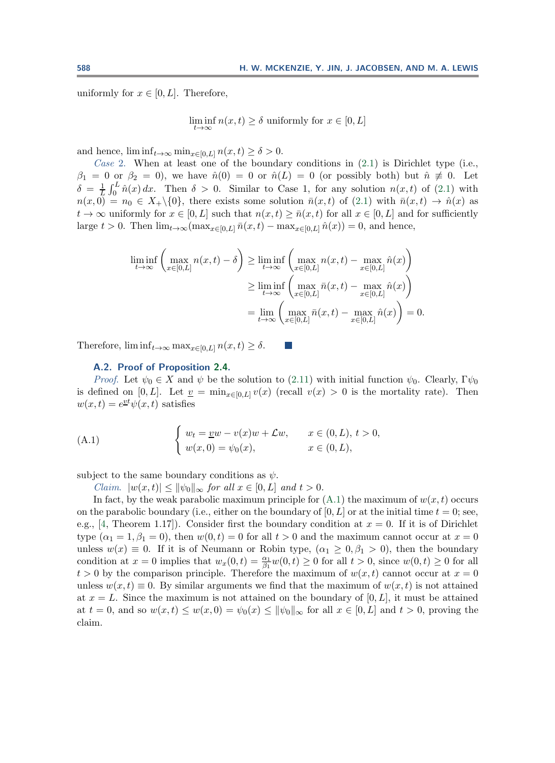uniformly for $x \in [0, L]$. Therefore,

$$\liminf_{t\to\infty} n(x,t) \geq \delta \text{ uniformly for } x \in [0,L]$$

and hence, $\liminf_{t\to\infty} \min_{x\in[0,L]} n(x,t) \geq \delta > 0$.

*Case* 2. When at least one of the boundary conditions in (2.1) is Dirichlet type (i.e., $\beta_1 = 0$ or $\beta_2 = 0$), we have $\hat{n}(0) = 0$ or $\hat{n}(L) = 0$ (or possibly both) but $\hat{n} \not\equiv 0$. Let $\delta = \frac{1}{L}\int_0^L \hat{n}(x)\,dx$. Then $\delta > 0$. Similar to Case 1, for any solution $n(x,t)$ of (2.1) with $n(x,0) = n_0 \in X_+\backslash\{0\}$, there exists some solution $\bar{n}(x,t)$ of (2.1) with $\bar{n}(x,t) \to \hat{n}(x)$ as $t \to \infty$ uniformly for $x \in [0,L]$ such that $n(x,t) \geq \bar{n}(x,t)$ for all $x \in [0,L]$ and for sufficiently large $t > 0$. Then $\lim_{t\to\infty}(\max_{x\in[0,L]} \bar{n}(x,t) - \max_{x\in[0,L]} \hat{n}(x)) = 0$, and hence,

$$\begin{aligned}
\liminf_{t\to\infty}\left(\max_{x\in[0,L]} n(x,t) - \delta\right) &\geq \liminf_{t\to\infty}\left(\max_{x\in[0,L]} n(x,t) - \max_{x\in[0,L]} \hat{n}(x)\right) \\
&\geq \liminf_{t\to\infty}\left(\max_{x\in[0,L]} \bar{n}(x,t) - \max_{x\in[0,L]} \hat{n}(x)\right) \\
&= \lim_{t\to\infty}\left(\max_{x\in[0,L]} \bar{n}(x,t) - \max_{x\in[0,L]} \hat{n}(x)\right) = 0.
\end{aligned}$$

Therefore, $\liminf_{t\to\infty} \max_{x\in[0,L]} n(x,t) \geq \delta$. ■

### A.2. Proof of Proposition 2.4.

*Proof.* Let $\psi_0 \in X$ and $\psi$ be the solution to (2.11) with initial function $\psi_0$. Clearly, $\Gamma\psi_0$ is defined on $[0,L]$. Let $\underline{v} = \min_{x\in[0,L]} v(x)$ (recall $v(x) > 0$ is the mortality rate). Then $w(x,t) = e^{\underline{v}t}\psi(x,t)$ satisfies

$$\text{(A.1)} \qquad \begin{cases} w_t = \underline{v}w - v(x)w + \mathcal{L}w, & x \in (0,L),\ t > 0, \\ w(x,0) = \psi_0(x), & x \in (0,L), \end{cases}$$

subject to the same boundary conditions as $\psi$.

*Claim.* $|w(x,t)| \leq \|\psi_0\|_\infty$ *for all* $x \in [0,L]$ *and* $t > 0$.

In fact, by the weak parabolic maximum principle for (A.1) the maximum of $w(x,t)$ occurs on the parabolic boundary (i.e., either on the boundary of $[0,L]$ or at the initial time $t = 0$; see, e.g., [4, Theorem 1.17]). Consider first the boundary condition at $x = 0$. If it is of Dirichlet type ($\alpha_1 = 1, \beta_1 = 0$), then $w(0,t) = 0$ for all $t > 0$ and the maximum cannot occur at $x = 0$ unless $w(x) \equiv 0$. If it is of Neumann or Robin type, ($\alpha_1 \geq 0, \beta_1 > 0$), then the boundary condition at $x = 0$ implies that $w_x(0,t) = \frac{\alpha_1}{\beta_1}w(0,t) \geq 0$ for all $t > 0$, since $w(0,t) \geq 0$ for all $t > 0$ by the comparison principle. Therefore the maximum of $w(x,t)$ cannot occur at $x = 0$ unless $w(x,t) \equiv 0$. By similar arguments we find that the maximum of $w(x,t)$ is not attained at $x = L$. Since the maximum is not attained on the boundary of $[0,L]$, it must be attained at $t = 0$, and so $w(x,t) \leq w(x,0) = \psi_0(x) \leq \|\psi_0\|_\infty$ for all $x \in [0,L]$ and $t > 0$, proving the claim.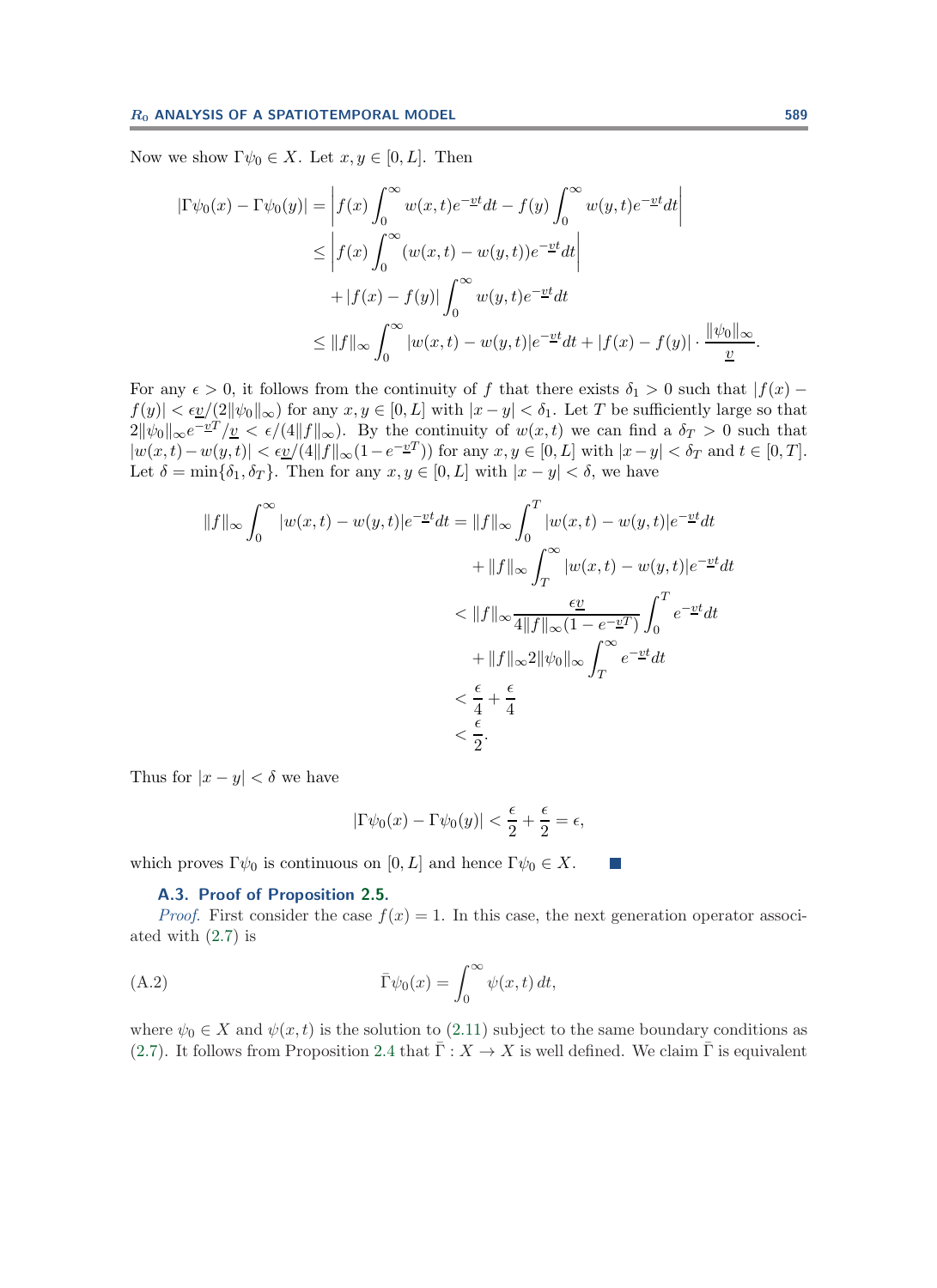Now we show $\Gamma\psi_0 \in X$. Let $x, y \in [0, L]$. Then

$$
\begin{aligned}
|\Gamma\psi_0(x) - \Gamma\psi_0(y)| &= \left| f(x)\int_0^\infty w(x,t)e^{-\underline{v}t}dt - f(y)\int_0^\infty w(y,t)e^{-\underline{v}t}dt \right| \\
&\le \left| f(x)\int_0^\infty (w(x,t) - w(y,t))e^{-\underline{v}t}dt \right| \\
&\quad + |f(x) - f(y)| \int_0^\infty w(y,t)e^{-\underline{v}t}dt \\
&\le \|f\|_\infty \int_0^\infty |w(x,t) - w(y,t)|e^{-\underline{v}t}dt + |f(x) - f(y)| \cdot \frac{\|\psi_0\|_\infty}{\underline{v}}.
\end{aligned}
$$

For any $\epsilon > 0$, it follows from the continuity of $f$ that there exists $\delta_1 > 0$ such that $|f(x) - f(y)| < \epsilon\underline{v}/(2\|\psi_0\|_\infty)$ for any $x, y \in [0, L]$ with $|x - y| < \delta_1$. Let $T$ be sufficiently large so that $2\|\psi_0\|_\infty e^{-\underline{v}T}/\underline{v} < \epsilon/(4\|f\|_\infty)$. By the continuity of $w(x,t)$ we can find a $\delta_T > 0$ such that $|w(x,t) - w(y,t)| < \epsilon\underline{v}/(4\|f\|_\infty(1 - e^{-\underline{v}T}))$ for any $x, y \in [0, L]$ with $|x - y| < \delta_T$ and $t \in [0, T]$. Let $\delta = \min\{\delta_1, \delta_T\}$. Then for any $x, y \in [0, L]$ with $|x - y| < \delta$, we have

$$
\begin{aligned}
\|f\|_\infty \int_0^\infty |w(x,t) - w(y,t)|e^{-\underline{v}t}dt &= \|f\|_\infty \int_0^T |w(x,t) - w(y,t)|e^{-\underline{v}t}dt \\
&\quad + \|f\|_\infty \int_T^\infty |w(x,t) - w(y,t)|e^{-\underline{v}t}dt \\
&< \|f\|_\infty \frac{\epsilon\underline{v}}{4\|f\|_\infty(1 - e^{-\underline{v}T})} \int_0^T e^{-\underline{v}t}dt \\
&\quad + \|f\|_\infty 2\|\psi_0\|_\infty \int_T^\infty e^{-\underline{v}t}dt \\
&< \frac{\epsilon}{4} + \frac{\epsilon}{4} \\
&< \frac{\epsilon}{2}.
\end{aligned}
$$

Thus for $|x - y| < \delta$ we have

$$
|\Gamma\psi_0(x) - \Gamma\psi_0(y)| < \frac{\epsilon}{2} + \frac{\epsilon}{2} = \epsilon,
$$

which proves $\Gamma\psi_0$ is continuous on $[0, L]$ and hence $\Gamma\psi_0 \in X$. ■

### A.3. Proof of Proposition 2.5.

*Proof.* First consider the case $f(x) = 1$. In this case, the next generation operator associated with (2.7) is

$$
\bar{\Gamma}\psi_0(x) = \int_0^\infty \psi(x,t)\,dt, \tag{A.2}
$$

where $\psi_0 \in X$ and $\psi(x,t)$ is the solution to (2.11) subject to the same boundary conditions as (2.7). It follows from Proposition 2.4 that $\bar{\Gamma} : X \to X$ is well defined. We claim $\bar{\Gamma}$ is equivalent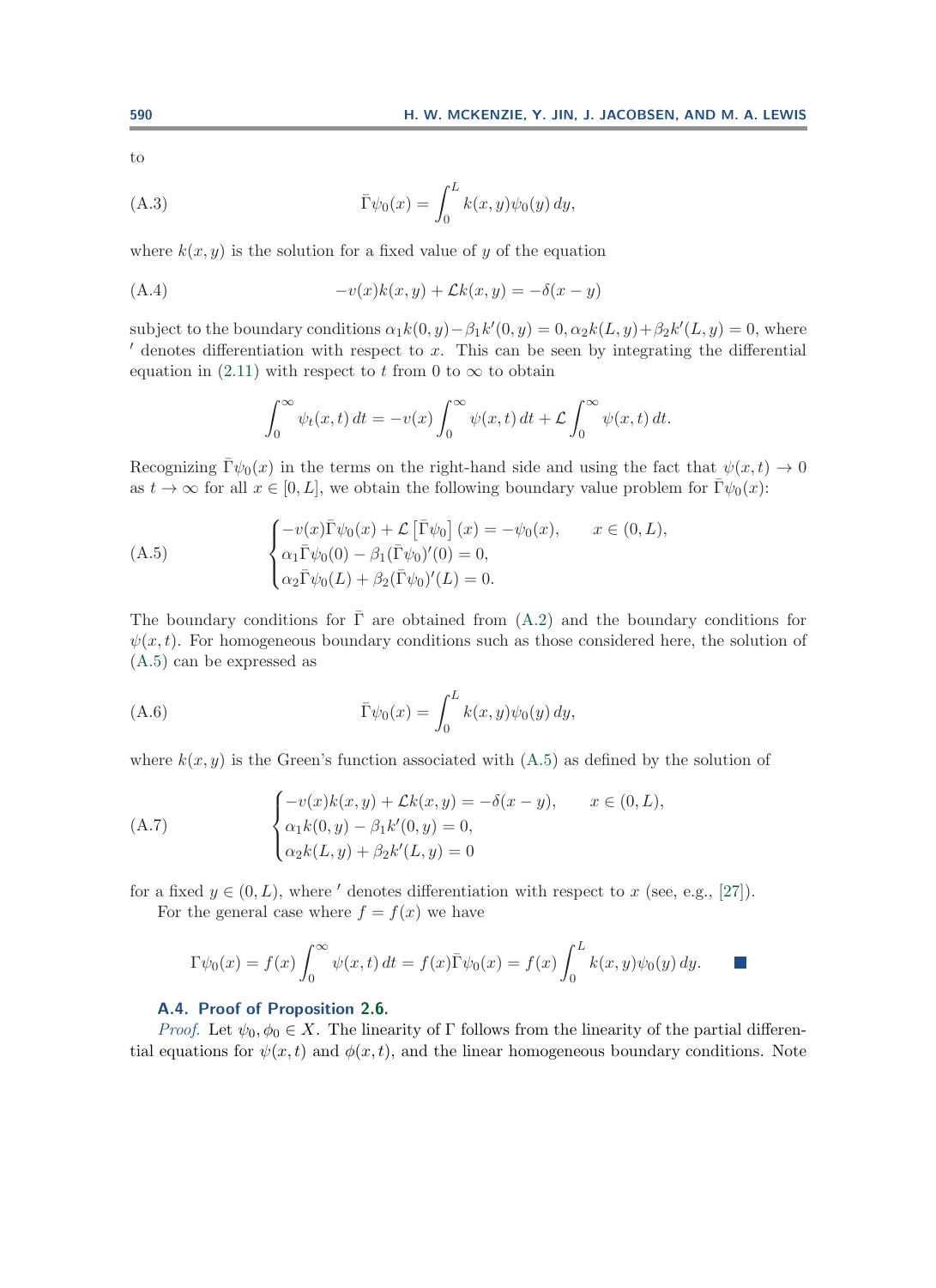to

$$\bar{\Gamma}\psi_0(x) = \int_0^L k(x,y)\psi_0(y)\,dy, \tag{A.3}$$

where $k(x,y)$ is the solution for a fixed value of $y$ of the equation

$$-v(x)k(x,y) + \mathcal{L}k(x,y) = -\delta(x-y) \tag{A.4}$$

subject to the boundary conditions $\alpha_1 k(0,y) - \beta_1 k'(0,y) = 0, \alpha_2 k(L,y) + \beta_2 k'(L,y) = 0$, where $'$ denotes differentiation with respect to $x$. This can be seen by integrating the differential equation in (2.11) with respect to $t$ from 0 to $\infty$ to obtain

$$\int_0^\infty \psi_t(x,t)\,dt = -v(x)\int_0^\infty \psi(x,t)\,dt + \mathcal{L}\int_0^\infty \psi(x,t)\,dt.$$

Recognizing $\bar{\Gamma}\psi_0(x)$ in the terms on the right-hand side and using the fact that $\psi(x,t) \to 0$ as $t \to \infty$ for all $x \in [0,L]$, we obtain the following boundary value problem for $\bar{\Gamma}\psi_0(x)$:

$$\begin{cases} -v(x)\bar{\Gamma}\psi_0(x) + \mathcal{L}\left[\bar{\Gamma}\psi_0\right](x) = -\psi_0(x), & x \in (0,L), \\ \alpha_1 \bar{\Gamma}\psi_0(0) - \beta_1 (\bar{\Gamma}\psi_0)'(0) = 0, \\ \alpha_2 \bar{\Gamma}\psi_0(L) + \beta_2 (\bar{\Gamma}\psi_0)'(L) = 0. \end{cases} \tag{A.5}$$

The boundary conditions for $\bar{\Gamma}$ are obtained from (A.2) and the boundary conditions for $\psi(x,t)$. For homogeneous boundary conditions such as those considered here, the solution of (A.5) can be expressed as

$$\bar{\Gamma}\psi_0(x) = \int_0^L k(x,y)\psi_0(y)\,dy, \tag{A.6}$$

where $k(x,y)$ is the Green's function associated with (A.5) as defined by the solution of

$$\begin{cases} -v(x)k(x,y) + \mathcal{L}k(x,y) = -\delta(x-y), & x \in (0,L), \\ \alpha_1 k(0,y) - \beta_1 k'(0,y) = 0, \\ \alpha_2 k(L,y) + \beta_2 k'(L,y) = 0 \end{cases} \tag{A.7}$$

for a fixed $y \in (0,L)$, where $'$ denotes differentiation with respect to $x$ (see, e.g., [27]).

For the general case where $f = f(x)$ we have

$$\Gamma\psi_0(x) = f(x)\int_0^\infty \psi(x,t)\,dt = f(x)\bar{\Gamma}\psi_0(x) = f(x)\int_0^L k(x,y)\psi_0(y)\,dy. \qquad \blacksquare$$

### A.4. Proof of Proposition 2.6.

*Proof.* Let $\psi_0, \phi_0 \in X$. The linearity of $\Gamma$ follows from the linearity of the partial differential equations for $\psi(x,t)$ and $\phi(x,t)$, and the linear homogeneous boundary conditions. Note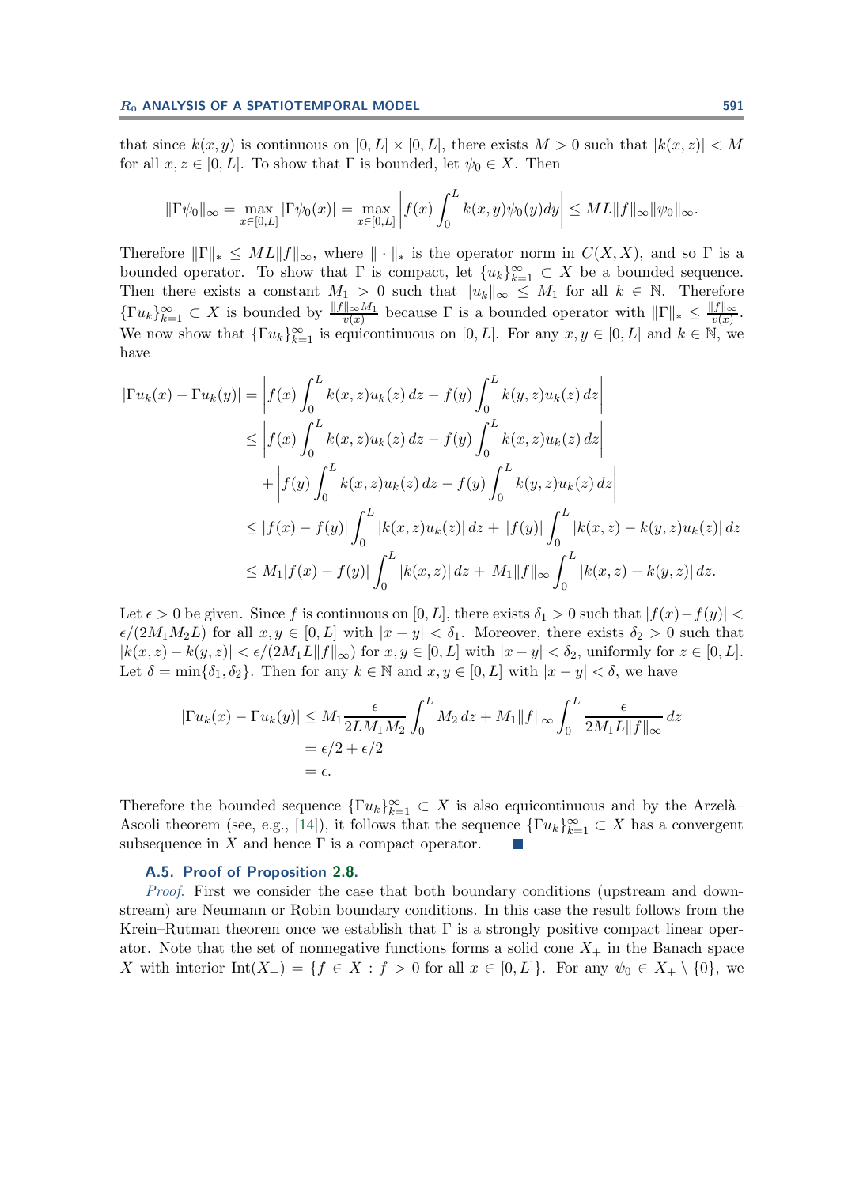that since $k(x, y)$ is continuous on $[0, L] \times [0, L]$, there exists $M > 0$ such that $|k(x, z)| < M$ for all $x, z \in [0, L]$. To show that $\Gamma$ is bounded, let $\psi_0 \in X$. Then

$$\|\Gamma\psi_0\|_\infty = \max_{x\in[0,L]} |\Gamma\psi_0(x)| = \max_{x\in[0,L]} \left| f(x) \int_0^L k(x, y)\psi_0(y)dy \right| \leq ML\|f\|_\infty\|\psi_0\|_\infty.$$

Therefore $\|\Gamma\|_* \leq ML\|f\|_\infty$, where $\|\cdot\|_*$ is the operator norm in $C(X, X)$, and so $\Gamma$ is a bounded operator. To show that $\Gamma$ is compact, let $\{u_k\}_{k=1}^\infty \subset X$ be a bounded sequence. Then there exists a constant $M_1 > 0$ such that $\|u_k\|_\infty \leq M_1$ for all $k \in \mathbb{N}$. Therefore $\{\Gamma u_k\}_{k=1}^\infty \subset X$ is bounded by $\frac{\|f\|_\infty M_1}{v(x)}$ because $\Gamma$ is a bounded operator with $\|\Gamma\|_* \leq \frac{\|f\|_\infty}{v(x)}$. We now show that $\{\Gamma u_k\}_{k=1}^\infty$ is equicontinuous on $[0, L]$. For any $x, y \in [0, L]$ and $k \in \mathbb{N}$, we have

$$\begin{aligned}
|\Gamma u_k(x) - \Gamma u_k(y)| &= \left| f(x) \int_0^L k(x, z)u_k(z)\,dz - f(y) \int_0^L k(y, z)u_k(z)\,dz \right| \\
&\leq \left| f(x) \int_0^L k(x, z)u_k(z)\,dz - f(y) \int_0^L k(x, z)u_k(z)\,dz \right| \\
&\quad + \left| f(y) \int_0^L k(x, z)u_k(z)\,dz - f(y) \int_0^L k(y, z)u_k(z)\,dz \right| \\
&\leq |f(x) - f(y)| \int_0^L |k(x, z)u_k(z)|\,dz + |f(y)| \int_0^L |k(x, z) - k(y, z)u_k(z)|\,dz \\
&\leq M_1|f(x) - f(y)| \int_0^L |k(x, z)|\,dz + M_1\|f\|_\infty \int_0^L |k(x, z) - k(y, z)|\,dz.
\end{aligned}$$

Let $\epsilon > 0$ be given. Since $f$ is continuous on $[0, L]$, there exists $\delta_1 > 0$ such that $|f(x)-f(y)| < \epsilon/(2M_1M_2L)$ for all $x, y \in [0, L]$ with $|x - y| < \delta_1$. Moreover, there exists $\delta_2 > 0$ such that $|k(x, z) - k(y, z)| < \epsilon/(2M_1L\|f\|_\infty)$ for $x, y \in [0, L]$ with $|x - y| < \delta_2$, uniformly for $z \in [0, L]$. Let $\delta = \min\{\delta_1, \delta_2\}$. Then for any $k \in \mathbb{N}$ and $x, y \in [0, L]$ with $|x - y| < \delta$, we have

$$\begin{aligned}
|\Gamma u_k(x) - \Gamma u_k(y)| &\leq M_1 \frac{\epsilon}{2LM_1M_2} \int_0^L M_2\,dz + M_1\|f\|_\infty \int_0^L \frac{\epsilon}{2M_1L\|f\|_\infty}\,dz \\
&= \epsilon/2 + \epsilon/2 \\
&= \epsilon.
\end{aligned}$$

Therefore the bounded sequence $\{\Gamma u_k\}_{k=1}^\infty \subset X$ is also equicontinuous and by the Arzelà–Ascoli theorem (see, e.g., [14]), it follows that the sequence $\{\Gamma u_k\}_{k=1}^\infty \subset X$ has a convergent subsequence in $X$ and hence $\Gamma$ is a compact operator. ∎

### A.5. Proof of Proposition 2.8.

*Proof.* First we consider the case that both boundary conditions (upstream and downstream) are Neumann or Robin boundary conditions. In this case the result follows from the Krein–Rutman theorem once we establish that $\Gamma$ is a strongly positive compact linear operator. Note that the set of nonnegative functions forms a solid cone $X_+$ in the Banach space $X$ with interior $\text{Int}(X_+) = \{f \in X : f > 0 \text{ for all } x \in [0, L]\}$. For any $\psi_0 \in X_+ \setminus \{0\}$, we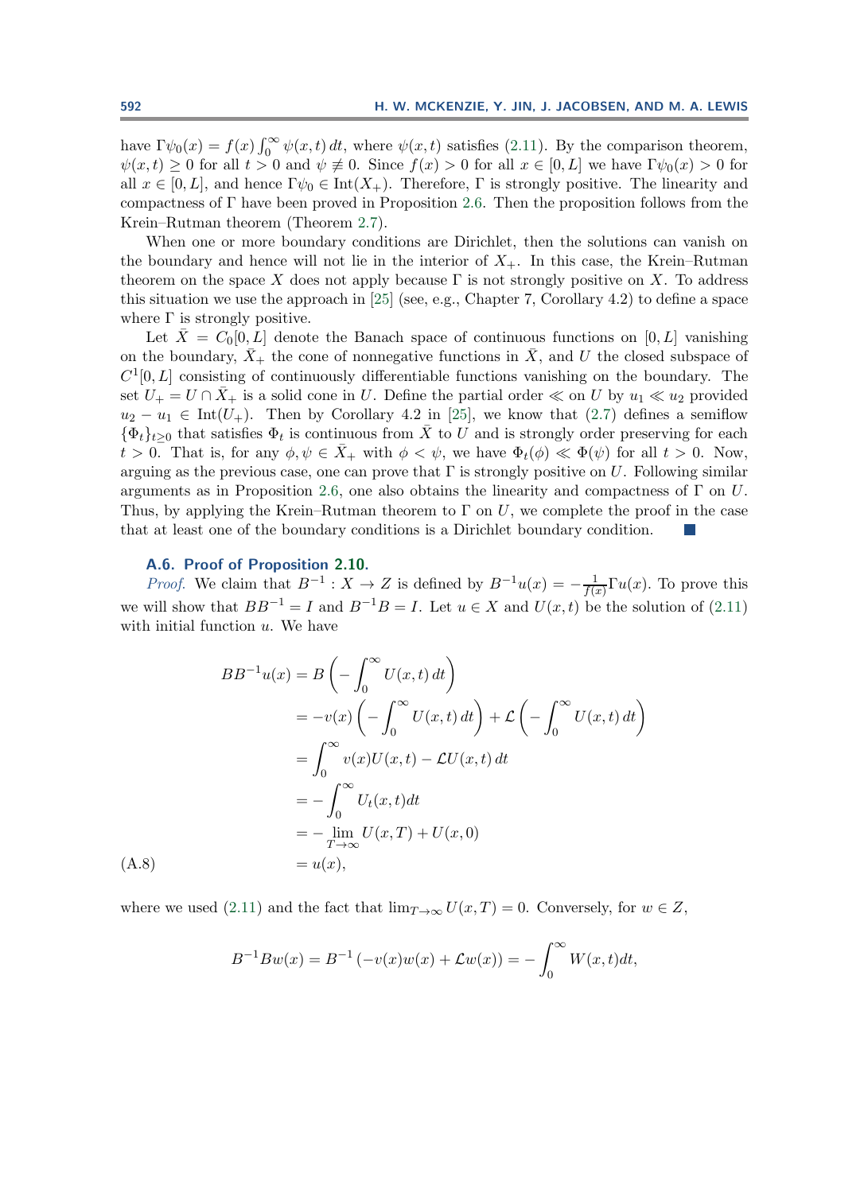have $\Gamma\psi_0(x) = f(x)\int_0^\infty \psi(x,t)\,dt$, where $\psi(x,t)$ satisfies (2.11). By the comparison theorem, $\psi(x,t) \geq 0$ for all $t > 0$ and $\psi \not\equiv 0$. Since $f(x) > 0$ for all $x \in [0,L]$ we have $\Gamma\psi_0(x) > 0$ for all $x \in [0,L]$, and hence $\Gamma\psi_0 \in \text{Int}(X_+)$. Therefore, $\Gamma$ is strongly positive. The linearity and compactness of $\Gamma$ have been proved in Proposition 2.6. Then the proposition follows from the Krein–Rutman theorem (Theorem 2.7).

When one or more boundary conditions are Dirichlet, then the solutions can vanish on the boundary and hence will not lie in the interior of $X_+$. In this case, the Krein–Rutman theorem on the space $X$ does not apply because $\Gamma$ is not strongly positive on $X$. To address this situation we use the approach in [25] (see, e.g., Chapter 7, Corollary 4.2) to define a space where $\Gamma$ is strongly positive.

Let $\bar{X} = C_0[0,L]$ denote the Banach space of continuous functions on $[0,L]$ vanishing on the boundary, $\bar{X}_+$ the cone of nonnegative functions in $\bar{X}$, and $U$ the closed subspace of $C^1[0,L]$ consisting of continuously differentiable functions vanishing on the boundary. The set $U_+ = U \cap \bar{X}_+$ is a solid cone in $U$. Define the partial order $\ll$ on $U$ by $u_1 \ll u_2$ provided $u_2 - u_1 \in \text{Int}(U_+)$. Then by Corollary 4.2 in [25], we know that (2.7) defines a semiflow $\{\Phi_t\}_{t\geq 0}$ that satisfies $\Phi_t$ is continuous from $\bar{X}$ to $U$ and is strongly order preserving for each $t > 0$. That is, for any $\phi, \psi \in \bar{X}_+$ with $\phi < \psi$, we have $\Phi_t(\phi) \ll \Phi(\psi)$ for all $t > 0$. Now, arguing as the previous case, one can prove that $\Gamma$ is strongly positive on $U$. Following similar arguments as in Proposition 2.6, one also obtains the linearity and compactness of $\Gamma$ on $U$. Thus, by applying the Krein–Rutman theorem to $\Gamma$ on $U$, we complete the proof in the case that at least one of the boundary conditions is a Dirichlet boundary condition. ∎

### A.6. Proof of Proposition 2.10.

*Proof.* We claim that $B^{-1}: X \to Z$ is defined by $B^{-1}u(x) = -\frac{1}{f(x)}\Gamma u(x)$. To prove this we will show that $BB^{-1} = I$ and $B^{-1}B = I$. Let $u \in X$ and $U(x,t)$ be the solution of (2.11) with initial function $u$. We have

$$
\begin{aligned}
BB^{-1}u(x) &= B\left(-\int_0^\infty U(x,t)\,dt\right) \\
&= -v(x)\left(-\int_0^\infty U(x,t)\,dt\right) + \mathcal{L}\left(-\int_0^\infty U(x,t)\,dt\right) \\
&= \int_0^\infty v(x)U(x,t) - \mathcal{L}U(x,t)\,dt \\
&= -\int_0^\infty U_t(x,t)dt \\
&= -\lim_{T\to\infty} U(x,T) + U(x,0) \\
&= u(x),
\end{aligned}
\tag{A.8}
$$

where we used (2.11) and the fact that $\lim_{T\to\infty} U(x,T) = 0$. Conversely, for $w \in Z$,

$$
B^{-1}Bw(x) = B^{-1}\left(-v(x)w(x) + \mathcal{L}w(x)\right) = -\int_0^\infty W(x,t)dt,
$$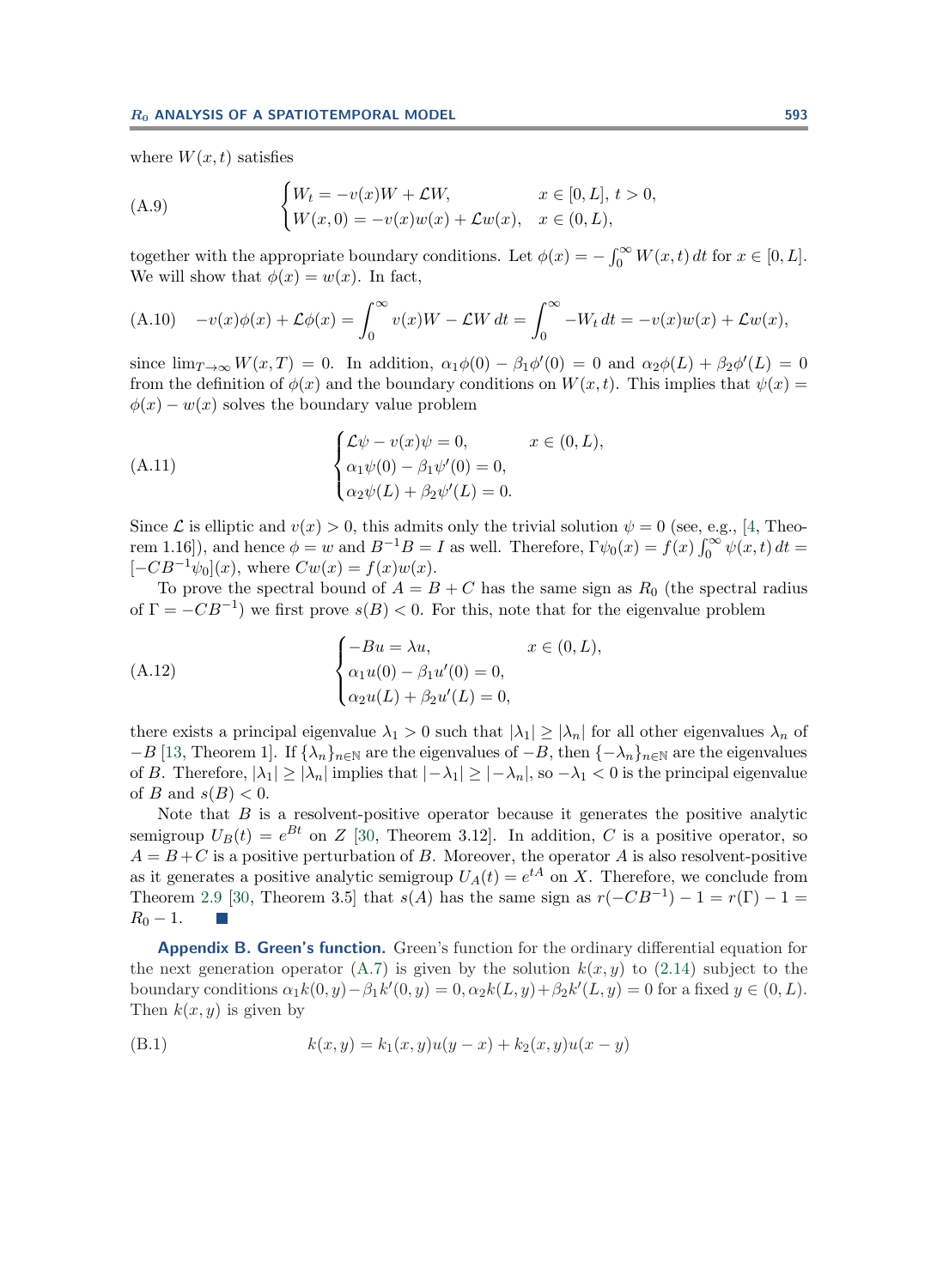where $W(x,t)$ satisfies

$$
\text{(A.9)} \qquad \begin{cases} W_t = -v(x)W + \mathcal{L}W, & x \in [0,L],\ t > 0, \\ W(x,0) = -v(x)w(x) + \mathcal{L}w(x), & x \in (0,L), \end{cases}
$$

together with the appropriate boundary conditions. Let $\phi(x) = -\int_0^\infty W(x,t)\,dt$ for $x \in [0,L]$. We will show that $\phi(x) = w(x)$. In fact,

$$
\text{(A.10)} \qquad -v(x)\phi(x) + \mathcal{L}\phi(x) = \int_0^\infty v(x)W - \mathcal{L}W\,dt = \int_0^\infty -W_t\,dt = -v(x)w(x) + \mathcal{L}w(x),
$$

since $\lim_{T\to\infty} W(x,T) = 0$. In addition, $\alpha_1\phi(0) - \beta_1\phi'(0) = 0$ and $\alpha_2\phi(L) + \beta_2\phi'(L) = 0$ from the definition of $\phi(x)$ and the boundary conditions on $W(x,t)$. This implies that $\psi(x) = \phi(x) - w(x)$ solves the boundary value problem

$$
\text{(A.11)} \qquad \begin{cases} \mathcal{L}\psi - v(x)\psi = 0, & x \in (0,L), \\ \alpha_1\psi(0) - \beta_1\psi'(0) = 0, \\ \alpha_2\psi(L) + \beta_2\psi'(L) = 0. \end{cases}
$$

Since $\mathcal{L}$ is elliptic and $v(x) > 0$, this admits only the trivial solution $\psi = 0$ (see, e.g., [4, Theorem 1.16]), and hence $\phi = w$ and $B^{-1}B = I$ as well. Therefore, $\Gamma\psi_0(x) = f(x)\int_0^\infty \psi(x,t)\,dt = [-CB^{-1}\psi_0](x)$, where $Cw(x) = f(x)w(x)$.

To prove the spectral bound of $A = B + C$ has the same sign as $R_0$ (the spectral radius of $\Gamma = -CB^{-1}$) we first prove $s(B) < 0$. For this, note that for the eigenvalue problem

$$
\text{(A.12)} \qquad \begin{cases} -Bu = \lambda u, & x \in (0,L), \\ \alpha_1 u(0) - \beta_1 u'(0) = 0, \\ \alpha_2 u(L) + \beta_2 u'(L) = 0, \end{cases}
$$

there exists a principal eigenvalue $\lambda_1 > 0$ such that $|\lambda_1| \geq |\lambda_n|$ for all other eigenvalues $\lambda_n$ of $-B$ [13, Theorem 1]. If $\{\lambda_n\}_{n\in\mathbb{N}}$ are the eigenvalues of $-B$, then $\{-\lambda_n\}_{n\in\mathbb{N}}$ are the eigenvalues of $B$. Therefore, $|\lambda_1| \geq |\lambda_n|$ implies that $|-\lambda_1| \geq |-\lambda_n|$, so $-\lambda_1 < 0$ is the principal eigenvalue of $B$ and $s(B) < 0$.

Note that $B$ is a resolvent-positive operator because it generates the positive analytic semigroup $U_B(t) = e^{Bt}$ on $Z$ [30, Theorem 3.12]. In addition, $C$ is a positive operator, so $A = B + C$ is a positive perturbation of $B$. Moreover, the operator $A$ is also resolvent-positive as it generates a positive analytic semigroup $U_A(t) = e^{tA}$ on $X$. Therefore, we conclude from Theorem 2.9 [30, Theorem 3.5] that $s(A)$ has the same sign as $r(-CB^{-1}) - 1 = r(\Gamma) - 1 = R_0 - 1$. ∎

**Appendix B. Green's function.** Green's function for the ordinary differential equation for the next generation operator (A.7) is given by the solution $k(x,y)$ to (2.14) subject to the boundary conditions $\alpha_1 k(0,y) - \beta_1 k'(0,y) = 0, \alpha_2 k(L,y) + \beta_2 k'(L,y) = 0$ for a fixed $y \in (0,L)$. Then $k(x,y)$ is given by

$$
\text{(B.1)} \qquad k(x,y) = k_1(x,y)u(y-x) + k_2(x,y)u(x-y)
$$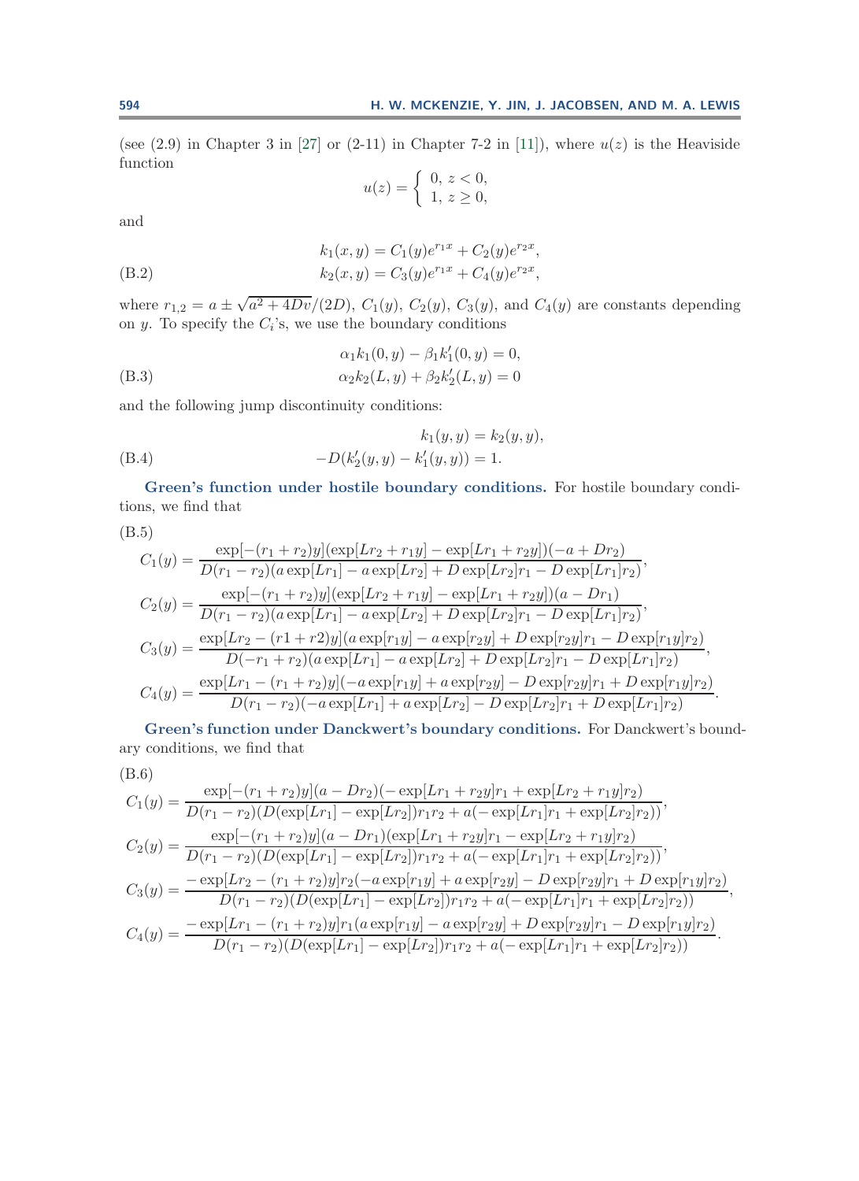(see (2.9) in Chapter 3 in [27] or (2-11) in Chapter 7-2 in [11]), where $u(z)$ is the Heaviside function

$$u(z) = \begin{cases} 0, & z < 0, \\ 1, & z \geq 0, \end{cases}$$

and

$$\begin{aligned} k_1(x, y) &= C_1(y)e^{r_1 x} + C_2(y)e^{r_2 x}, \\ k_2(x, y) &= C_3(y)e^{r_1 x} + C_4(y)e^{r_2 x}, \end{aligned} \tag{B.2}$$

where $r_{1,2} = a \pm \sqrt{a^2 + 4Dv}/(2D)$, $C_1(y)$, $C_2(y)$, $C_3(y)$, and $C_4(y)$ are constants depending on $y$. To specify the $C_i$'s, we use the boundary conditions

$$\begin{aligned} \alpha_1 k_1(0, y) - \beta_1 k_1'(0, y) &= 0, \\ \alpha_2 k_2(L, y) + \beta_2 k_2'(L, y) &= 0 \end{aligned} \tag{B.3}$$

and the following jump discontinuity conditions:

$$\begin{aligned} k_1(y, y) &= k_2(y, y), \\ -D(k_2'(y, y) - k_1'(y, y)) &= 1. \end{aligned} \tag{B.4}$$

**Green's function under hostile boundary conditions.** For hostile boundary conditions, we find that

(B.5)

$$C_1(y) = \frac{\exp[-(r_1 + r_2)y](\exp[Lr_2 + r_1 y] - \exp[Lr_1 + r_2 y])(-a + Dr_2)}{D(r_1 - r_2)(a\exp[Lr_1] - a\exp[Lr_2] + D\exp[Lr_2]r_1 - D\exp[Lr_1]r_2)},$$

$$C_2(y) = \frac{\exp[-(r_1 + r_2)y](\exp[Lr_2 + r_1 y] - \exp[Lr_1 + r_2 y])(a - Dr_1)}{D(r_1 - r_2)(a\exp[Lr_1] - a\exp[Lr_2] + D\exp[Lr_2]r_1 - D\exp[Lr_1]r_2)},$$

$$C_3(y) = \frac{\exp[Lr_2 - (r1 + r2)y](a\exp[r_1 y] - a\exp[r_2 y] + D\exp[r_2 y]r_1 - D\exp[r_1 y]r_2)}{D(-r_1 + r_2)(a\exp[Lr_1] - a\exp[Lr_2] + D\exp[Lr_2]r_1 - D\exp[Lr_1]r_2)},$$

$$C_4(y) = \frac{\exp[Lr_1 - (r_1 + r_2)y](-a\exp[r_1 y] + a\exp[r_2 y] - D\exp[r_2 y]r_1 + D\exp[r_1 y]r_2)}{D(r_1 - r_2)(-a\exp[Lr_1] + a\exp[Lr_2] - D\exp[Lr_2]r_1 + D\exp[Lr_1]r_2)}.$$

**Green's function under Danckwert's boundary conditions.** For Danckwert's boundary conditions, we find that

(B.6)

$$C_1(y) = \frac{\exp[-(r_1 + r_2)y](a - Dr_2)(-\exp[Lr_1 + r_2 y]r_1 + \exp[Lr_2 + r_1 y]r_2)}{D(r_1 - r_2)(D(\exp[Lr_1] - \exp[Lr_2])r_1 r_2 + a(-\exp[Lr_1]r_1 + \exp[Lr_2]r_2))},$$

$$C_2(y) = \frac{\exp[-(r_1 + r_2)y](a - Dr_1)(\exp[Lr_1 + r_2 y]r_1 - \exp[Lr_2 + r_1 y]r_2)}{D(r_1 - r_2)(D(\exp[Lr_1] - \exp[Lr_2])r_1 r_2 + a(-\exp[Lr_1]r_1 + \exp[Lr_2]r_2))},$$

$$C_3(y) = \frac{-\exp[Lr_2 - (r_1 + r_2)y]r_2(-a\exp[r_1 y] + a\exp[r_2 y] - D\exp[r_2 y]r_1 + D\exp[r_1 y]r_2)}{D(r_1 - r_2)(D(\exp[Lr_1] - \exp[Lr_2])r_1 r_2 + a(-\exp[Lr_1]r_1 + \exp[Lr_2]r_2))},$$

$$C_4(y) = \frac{-\exp[Lr_1 - (r_1 + r_2)y]r_1(a\exp[r_1 y] - a\exp[r_2 y] + D\exp[r_2 y]r_1 - D\exp[r_1 y]r_2)}{D(r_1 - r_2)(D(\exp[Lr_1] - \exp[Lr_2])r_1 r_2 + a(-\exp[Lr_1]r_1 + \exp[Lr_2]r_2))}.$$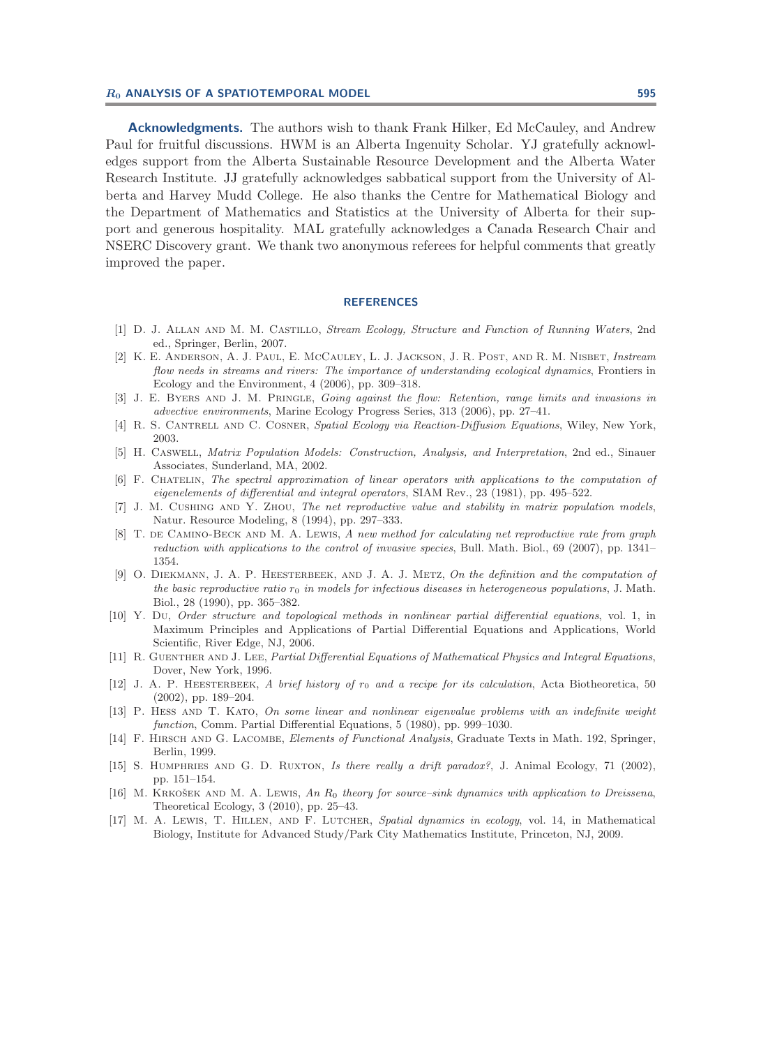**Acknowledgments.** The authors wish to thank Frank Hilker, Ed McCauley, and Andrew Paul for fruitful discussions. HWM is an Alberta Ingenuity Scholar. YJ gratefully acknowledges support from the Alberta Sustainable Resource Development and the Alberta Water Research Institute. JJ gratefully acknowledges sabbatical support from the University of Alberta and Harvey Mudd College. He also thanks the Centre for Mathematical Biology and the Department of Mathematics and Statistics at the University of Alberta for their support and generous hospitality. MAL gratefully acknowledges a Canada Research Chair and NSERC Discovery grant. We thank two anonymous referees for helpful comments that greatly improved the paper.

## REFERENCES

[1] D. J. Allan and M. M. Castillo, *Stream Ecology, Structure and Function of Running Waters*, 2nd ed., Springer, Berlin, 2007.

[2] K. E. Anderson, A. J. Paul, E. McCauley, L. J. Jackson, J. R. Post, and R. M. Nisbet, *Instream flow needs in streams and rivers: The importance of understanding ecological dynamics*, Frontiers in Ecology and the Environment, 4 (2006), pp. 309–318.

[3] J. E. Byers and J. M. Pringle, *Going against the flow: Retention, range limits and invasions in advective environments*, Marine Ecology Progress Series, 313 (2006), pp. 27–41.

[4] R. S. Cantrell and C. Cosner, *Spatial Ecology via Reaction-Diffusion Equations*, Wiley, New York, 2003.

[5] H. Caswell, *Matrix Population Models: Construction, Analysis, and Interpretation*, 2nd ed., Sinauer Associates, Sunderland, MA, 2002.

[6] F. Chatelin, *The spectral approximation of linear operators with applications to the computation of eigenelements of differential and integral operators*, SIAM Rev., 23 (1981), pp. 495–522.

[7] J. M. Cushing and Y. Zhou, *The net reproductive value and stability in matrix population models*, Natur. Resource Modeling, 8 (1994), pp. 297–333.

[8] T. de Camino-Beck and M. A. Lewis, *A new method for calculating net reproductive rate from graph reduction with applications to the control of invasive species*, Bull. Math. Biol., 69 (2007), pp. 1341–1354.

[9] O. Diekmann, J. A. P. Heesterbeek, and J. A. J. Metz, *On the definition and the computation of the basic reproductive ratio $r_0$ in models for infectious diseases in heterogeneous populations*, J. Math. Biol., 28 (1990), pp. 365–382.

[10] Y. Du, *Order structure and topological methods in nonlinear partial differential equations*, vol. 1, in Maximum Principles and Applications of Partial Differential Equations and Applications, World Scientific, River Edge, NJ, 2006.

[11] R. Guenther and J. Lee, *Partial Differential Equations of Mathematical Physics and Integral Equations*, Dover, New York, 1996.

[12] J. A. P. Heesterbeek, *A brief history of $r_0$ and a recipe for its calculation*, Acta Biotheoretica, 50 (2002), pp. 189–204.

[13] P. Hess and T. Kato, *On some linear and nonlinear eigenvalue problems with an indefinite weight function*, Comm. Partial Differential Equations, 5 (1980), pp. 999–1030.

[14] F. Hirsch and G. Lacombe, *Elements of Functional Analysis*, Graduate Texts in Math. 192, Springer, Berlin, 1999.

[15] S. Humphries and G. D. Ruxton, *Is there really a drift paradox?*, J. Animal Ecology, 71 (2002), pp. 151–154.

[16] M. Krkošek and M. A. Lewis, *An $R_0$ theory for source–sink dynamics with application to Dreissena*, Theoretical Ecology, 3 (2010), pp. 25–43.

[17] M. A. Lewis, T. Hillen, and F. Lutcher, *Spatial dynamics in ecology*, vol. 14, in Mathematical Biology, Institute for Advanced Study/Park City Mathematics Institute, Princeton, NJ, 2009.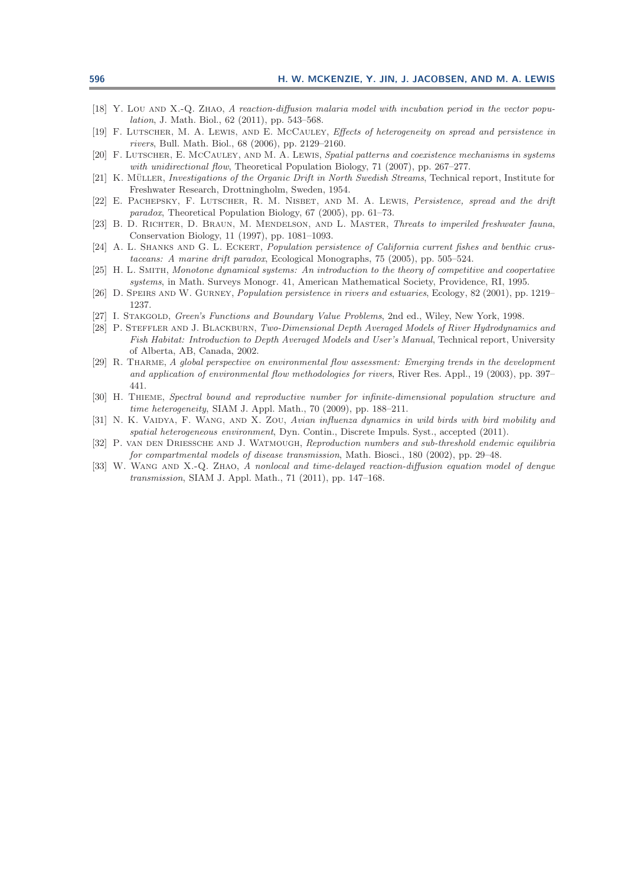[18] Y. Lou and X.-Q. Zhao, *A reaction-diffusion malaria model with incubation period in the vector population*, J. Math. Biol., 62 (2011), pp. 543–568.

[19] F. Lutscher, M. A. Lewis, and E. McCauley, *Effects of heterogeneity on spread and persistence in rivers*, Bull. Math. Biol., 68 (2006), pp. 2129–2160.

[20] F. Lutscher, E. McCauley, and M. A. Lewis, *Spatial patterns and coexistence mechanisms in systems with unidirectional flow*, Theoretical Population Biology, 71 (2007), pp. 267–277.

[21] K. Müller, *Investigations of the Organic Drift in North Swedish Streams*, Technical report, Institute for Freshwater Research, Drottningholm, Sweden, 1954.

[22] E. Pachepsky, F. Lutscher, R. M. Nisbet, and M. A. Lewis, *Persistence, spread and the drift paradox*, Theoretical Population Biology, 67 (2005), pp. 61–73.

[23] B. D. Richter, D. Braun, M. Mendelson, and L. Master, *Threats to imperiled freshwater fauna*, Conservation Biology, 11 (1997), pp. 1081–1093.

[24] A. L. Shanks and G. L. Eckert, *Population persistence of California current fishes and benthic crustaceans: A marine drift paradox*, Ecological Monographs, 75 (2005), pp. 505–524.

[25] H. L. Smith, *Monotone dynamical systems: An introduction to the theory of competitive and coopertative systems*, in Math. Surveys Monogr. 41, American Mathematical Society, Providence, RI, 1995.

[26] D. Speirs and W. Gurney, *Population persistence in rivers and estuaries*, Ecology, 82 (2001), pp. 1219–1237.

[27] I. Stakgold, *Green's Functions and Boundary Value Problems*, 2nd ed., Wiley, New York, 1998.

[28] P. Steffler and J. Blackburn, *Two-Dimensional Depth Averaged Models of River Hydrodynamics and Fish Habitat: Introduction to Depth Averaged Models and User's Manual*, Technical report, University of Alberta, AB, Canada, 2002.

[29] R. Tharme, *A global perspective on environmental flow assessment: Emerging trends in the development and application of environmental flow methodologies for rivers*, River Res. Appl., 19 (2003), pp. 397–441.

[30] H. Thieme, *Spectral bound and reproductive number for infinite-dimensional population structure and time heterogeneity*, SIAM J. Appl. Math., 70 (2009), pp. 188–211.

[31] N. K. Vaidya, F. Wang, and X. Zou, *Avian influenza dynamics in wild birds with bird mobility and spatial heterogeneous environment*, Dyn. Contin., Discrete Impuls. Syst., accepted (2011).

[32] P. van den Driessche and J. Watmough, *Reproduction numbers and sub-threshold endemic equilibria for compartmental models of disease transmission*, Math. Biosci., 180 (2002), pp. 29–48.

[33] W. Wang and X.-Q. Zhao, *A nonlocal and time-delayed reaction-diffusion equation model of dengue transmission*, SIAM J. Appl. Math., 71 (2011), pp. 147–168.